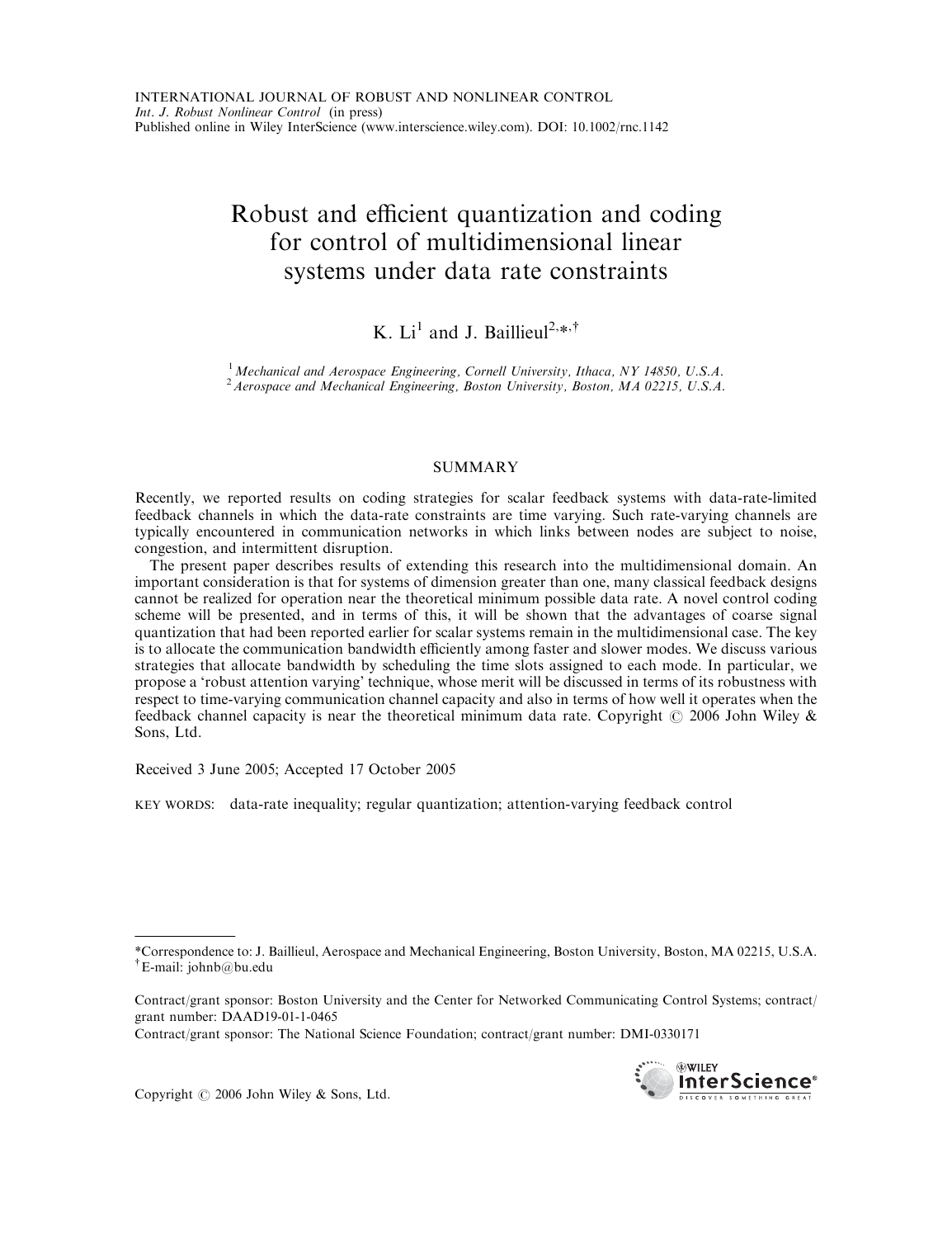INTERNATIONAL JOURNAL OF ROBUST AND NONLINEAR CONTROL
*Int. J. Robust Nonlinear Control* (in press)
Published online in Wiley InterScience (www.interscience.wiley.com). DOI: 10.1002/rnc.1142

# Robust and efficient quantization and coding for control of multidimensional linear systems under data rate constraints

K. Li[1] and J. Baillieul[2,*,†]

[1] *Mechanical and Aerospace Engineering, Cornell University, Ithaca, NY 14850, U.S.A.*
[2] *Aerospace and Mechanical Engineering, Boston University, Boston, MA 02215, U.S.A.*

## SUMMARY

Recently, we reported results on coding strategies for scalar feedback systems with data-rate-limited feedback channels in which the data-rate constraints are time varying. Such rate-varying channels are typically encountered in communication networks in which links between nodes are subject to noise, congestion, and intermittent disruption.

The present paper describes results of extending this research into the multidimensional domain. An important consideration is that for systems of dimension greater than one, many classical feedback designs cannot be realized for operation near the theoretical minimum possible data rate. A novel control coding scheme will be presented, and in terms of this, it will be shown that the advantages of coarse signal quantization that had been reported earlier for scalar systems remain in the multidimensional case. The key is to allocate the communication bandwidth efficiently among faster and slower modes. We discuss various strategies that allocate bandwidth by scheduling the time slots assigned to each mode. In particular, we propose a 'robust attention varying' technique, whose merit will be discussed in terms of its robustness with respect to time-varying communication channel capacity and also in terms of how well it operates when the feedback channel capacity is near the theoretical minimum data rate. Copyright © 2006 John Wiley & Sons, Ltd.

Received 3 June 2005; Accepted 17 October 2005

KEY WORDS: data-rate inequality; regular quantization; attention-varying feedback control

---

*Correspondence to: J. Baillieul, Aerospace and Mechanical Engineering, Boston University, Boston, MA 02215, U.S.A.
† E-mail: johnb@bu.edu

Contract/grant sponsor: Boston University and the Center for Networked Communicating Control Systems; contract/grant number: DAAD19-01-1-0465
Contract/grant sponsor: The National Science Foundation; contract/grant number: DMI-0330171

Copyright © 2006 John Wiley & Sons, Ltd.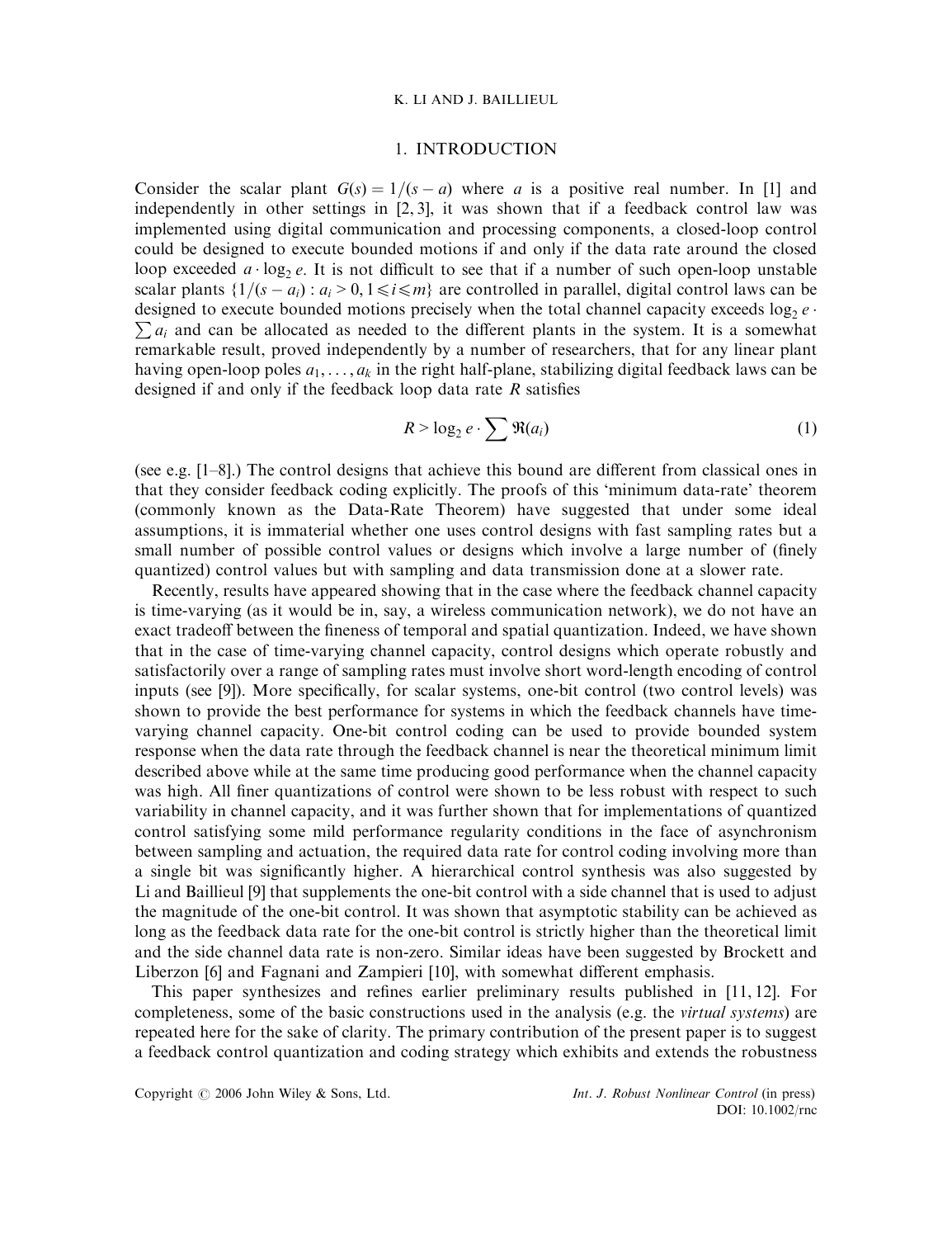## 1. INTRODUCTION

Consider the scalar plant $G(s) = 1/(s - a)$ where $a$ is a positive real number. In [1] and independently in other settings in [2, 3], it was shown that if a feedback control law was implemented using digital communication and processing components, a closed-loop control could be designed to execute bounded motions if and only if the data rate around the closed loop exceeded $a \cdot \log_2 e$. It is not difficult to see that if a number of such open-loop unstable scalar plants $\{1/(s - a_i) : a_i > 0, 1 \leqslant i \leqslant m\}$ are controlled in parallel, digital control laws can be designed to execute bounded motions precisely when the total channel capacity exceeds $\log_2 e \cdot \sum a_i$ and can be allocated as needed to the different plants in the system. It is a somewhat remarkable result, proved independently by a number of researchers, that for any linear plant having open-loop poles $a_1, \ldots, a_k$ in the right half-plane, stabilizing digital feedback laws can be designed if and only if the feedback loop data rate $R$ satisfies

$$R > \log_2 e \cdot \sum \Re(a_i) \tag{1}$$

(see e.g. [1–8].) The control designs that achieve this bound are different from classical ones in that they consider feedback coding explicitly. The proofs of this 'minimum data-rate' theorem (commonly known as the Data-Rate Theorem) have suggested that under some ideal assumptions, it is immaterial whether one uses control designs with fast sampling rates but a small number of possible control values or designs which involve a large number of (finely quantized) control values but with sampling and data transmission done at a slower rate.

Recently, results have appeared showing that in the case where the feedback channel capacity is time-varying (as it would be in, say, a wireless communication network), we do not have an exact tradeoff between the fineness of temporal and spatial quantization. Indeed, we have shown that in the case of time-varying channel capacity, control designs which operate robustly and satisfactorily over a range of sampling rates must involve short word-length encoding of control inputs (see [9]). More specifically, for scalar systems, one-bit control (two control levels) was shown to provide the best performance for systems in which the feedback channels have time-varying channel capacity. One-bit control coding can be used to provide bounded system response when the data rate through the feedback channel is near the theoretical minimum limit described above while at the same time producing good performance when the channel capacity was high. All finer quantizations of control were shown to be less robust with respect to such variability in channel capacity, and it was further shown that for implementations of quantized control satisfying some mild performance regularity conditions in the face of asynchronism between sampling and actuation, the required data rate for control coding involving more than a single bit was significantly higher. A hierarchical control synthesis was also suggested by Li and Baillieul [9] that supplements the one-bit control with a side channel that is used to adjust the magnitude of the one-bit control. It was shown that asymptotic stability can be achieved as long as the feedback data rate for the one-bit control is strictly higher than the theoretical limit and the side channel data rate is non-zero. Similar ideas have been suggested by Brockett and Liberzon [6] and Fagnani and Zampieri [10], with somewhat different emphasis.

This paper synthesizes and refines earlier preliminary results published in [11, 12]. For completeness, some of the basic constructions used in the analysis (e.g. the *virtual systems*) are repeated here for the sake of clarity. The primary contribution of the present paper is to suggest a feedback control quantization and coding strategy which exhibits and extends the robustness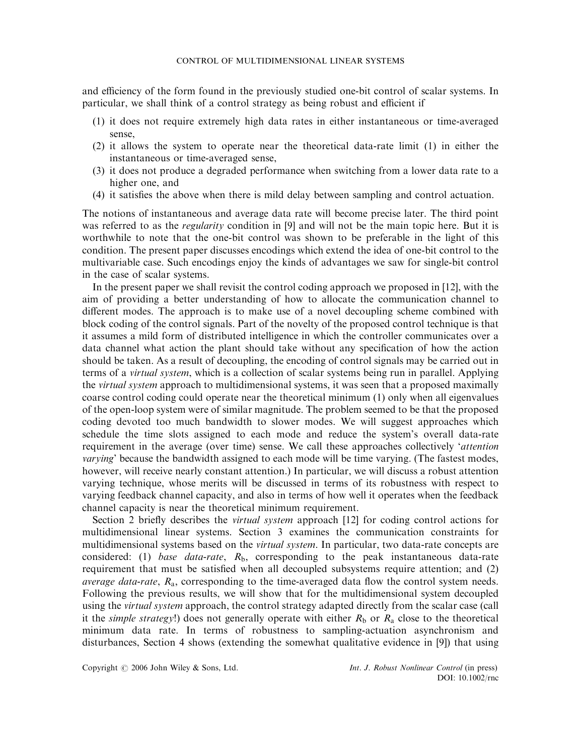and efficiency of the form found in the previously studied one-bit control of scalar systems. In particular, we shall think of a control strategy as being robust and efficient if

1. it does not require extremely high data rates in either instantaneous or time-averaged sense,
2. it allows the system to operate near the theoretical data-rate limit (1) in either the instantaneous or time-averaged sense,
3. it does not produce a degraded performance when switching from a lower data rate to a higher one, and
4. it satisfies the above when there is mild delay between sampling and control actuation.

The notions of instantaneous and average data rate will become precise later. The third point was referred to as the *regularity* condition in [9] and will not be the main topic here. But it is worthwhile to note that the one-bit control was shown to be preferable in the light of this condition. The present paper discusses encodings which extend the idea of one-bit control to the multivariable case. Such encodings enjoy the kinds of advantages we saw for single-bit control in the case of scalar systems.

In the present paper we shall revisit the control coding approach we proposed in [12], with the aim of providing a better understanding of how to allocate the communication channel to different modes. The approach is to make use of a novel decoupling scheme combined with block coding of the control signals. Part of the novelty of the proposed control technique is that it assumes a mild form of distributed intelligence in which the controller communicates over a data channel what action the plant should take without any specification of how the action should be taken. As a result of decoupling, the encoding of control signals may be carried out in terms of a *virtual system*, which is a collection of scalar systems being run in parallel. Applying the *virtual system* approach to multidimensional systems, it was seen that a proposed maximally coarse control coding could operate near the theoretical minimum (1) only when all eigenvalues of the open-loop system were of similar magnitude. The problem seemed to be that the proposed coding devoted too much bandwidth to slower modes. We will suggest approaches which schedule the time slots assigned to each mode and reduce the system's overall data-rate requirement in the average (over time) sense. We call these approaches collectively '*attention varying*' because the bandwidth assigned to each mode will be time varying. (The fastest modes, however, will receive nearly constant attention.) In particular, we will discuss a robust attention varying technique, whose merits will be discussed in terms of its robustness with respect to varying feedback channel capacity, and also in terms of how well it operates when the feedback channel capacity is near the theoretical minimum requirement.

Section 2 briefly describes the *virtual system* approach [12] for coding control actions for multidimensional linear systems. Section 3 examines the communication constraints for multidimensional systems based on the *virtual system*. In particular, two data-rate concepts are considered: (1) *base data-rate*, $R_b$, corresponding to the peak instantaneous data-rate requirement that must be satisfied when all decoupled subsystems require attention; and (2) *average data-rate*, $R_a$, corresponding to the time-averaged data flow the control system needs. Following the previous results, we will show that for the multidimensional system decoupled using the *virtual system* approach, the control strategy adapted directly from the scalar case (call it the *simple strategy*!) does not generally operate with either $R_b$ or $R_a$ close to the theoretical minimum data rate. In terms of robustness to sampling-actuation asynchronism and disturbances, Section 4 shows (extending the somewhat qualitative evidence in [9]) that using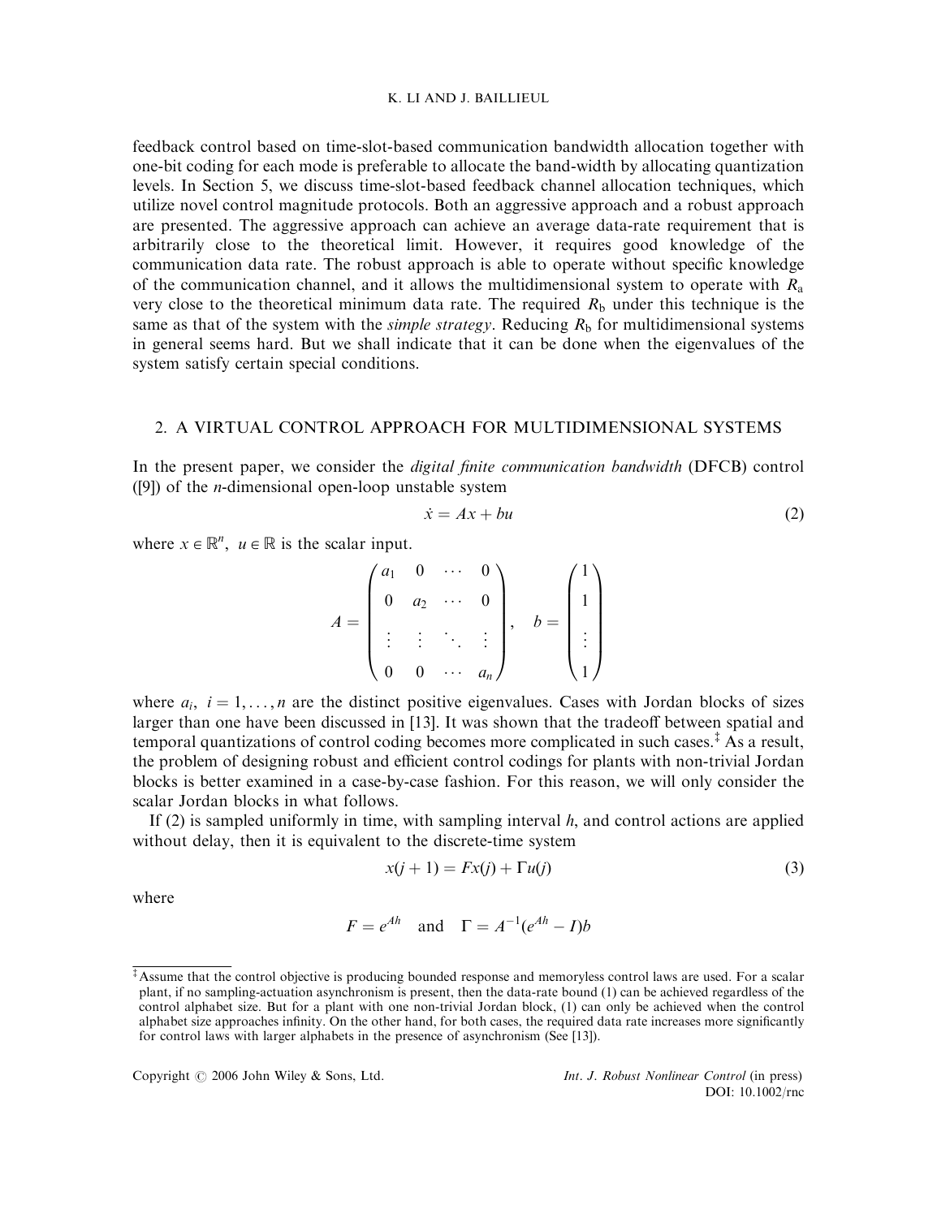feedback control based on time-slot-based communication bandwidth allocation together with one-bit coding for each mode is preferable to allocate the band-width by allocating quantization levels. In Section 5, we discuss time-slot-based feedback channel allocation techniques, which utilize novel control magnitude protocols. Both an aggressive approach and a robust approach are presented. The aggressive approach can achieve an average data-rate requirement that is arbitrarily close to the theoretical limit. However, it requires good knowledge of the communication data rate. The robust approach is able to operate without specific knowledge of the communication channel, and it allows the multidimensional system to operate with $R_a$ very close to the theoretical minimum data rate. The required $R_b$ under this technique is the same as that of the system with the *simple strategy*. Reducing $R_b$ for multidimensional systems in general seems hard. But we shall indicate that it can be done when the eigenvalues of the system satisfy certain special conditions.

## 2. A VIRTUAL CONTROL APPROACH FOR MULTIDIMENSIONAL SYSTEMS

In the present paper, we consider the *digital finite communication bandwidth* (DFCB) control ([9]) of the $n$-dimensional open-loop unstable system

$$\dot{x} = Ax + bu \tag{2}$$

where $x \in \mathbb{R}^n$, $u \in \mathbb{R}$ is the scalar input.

$$A = \begin{pmatrix} a_1 & 0 & \cdots & 0 \\ 0 & a_2 & \cdots & 0 \\ \vdots & \vdots & \ddots & \vdots \\ 0 & 0 & \cdots & a_n \end{pmatrix}, \quad b = \begin{pmatrix} 1 \\ 1 \\ \vdots \\ 1 \end{pmatrix}$$

where $a_i$, $i = 1, \ldots, n$ are the distinct positive eigenvalues. Cases with Jordan blocks of sizes larger than one have been discussed in [13]. It was shown that the tradeoff between spatial and temporal quantizations of control coding becomes more complicated in such cases.[‡] As a result, the problem of designing robust and efficient control codings for plants with non-trivial Jordan blocks is better examined in a case-by-case fashion. For this reason, we will only consider the scalar Jordan blocks in what follows.

If (2) is sampled uniformly in time, with sampling interval $h$, and control actions are applied without delay, then it is equivalent to the discrete-time system

$$x(j+1) = Fx(j) + \Gamma u(j) \tag{3}$$

where

$$F = e^{Ah} \quad \text{and} \quad \Gamma = A^{-1}(e^{Ah} - I)b$$

[‡] Assume that the control objective is producing bounded response and memoryless control laws are used. For a scalar plant, if no sampling-actuation asynchronism is present, then the data-rate bound (1) can be achieved regardless of the control alphabet size. But for a plant with one non-trivial Jordan block, (1) can only be achieved when the control alphabet size approaches infinity. On the other hand, for both cases, the required data rate increases more significantly for control laws with larger alphabets in the presence of asynchronism (See [13]).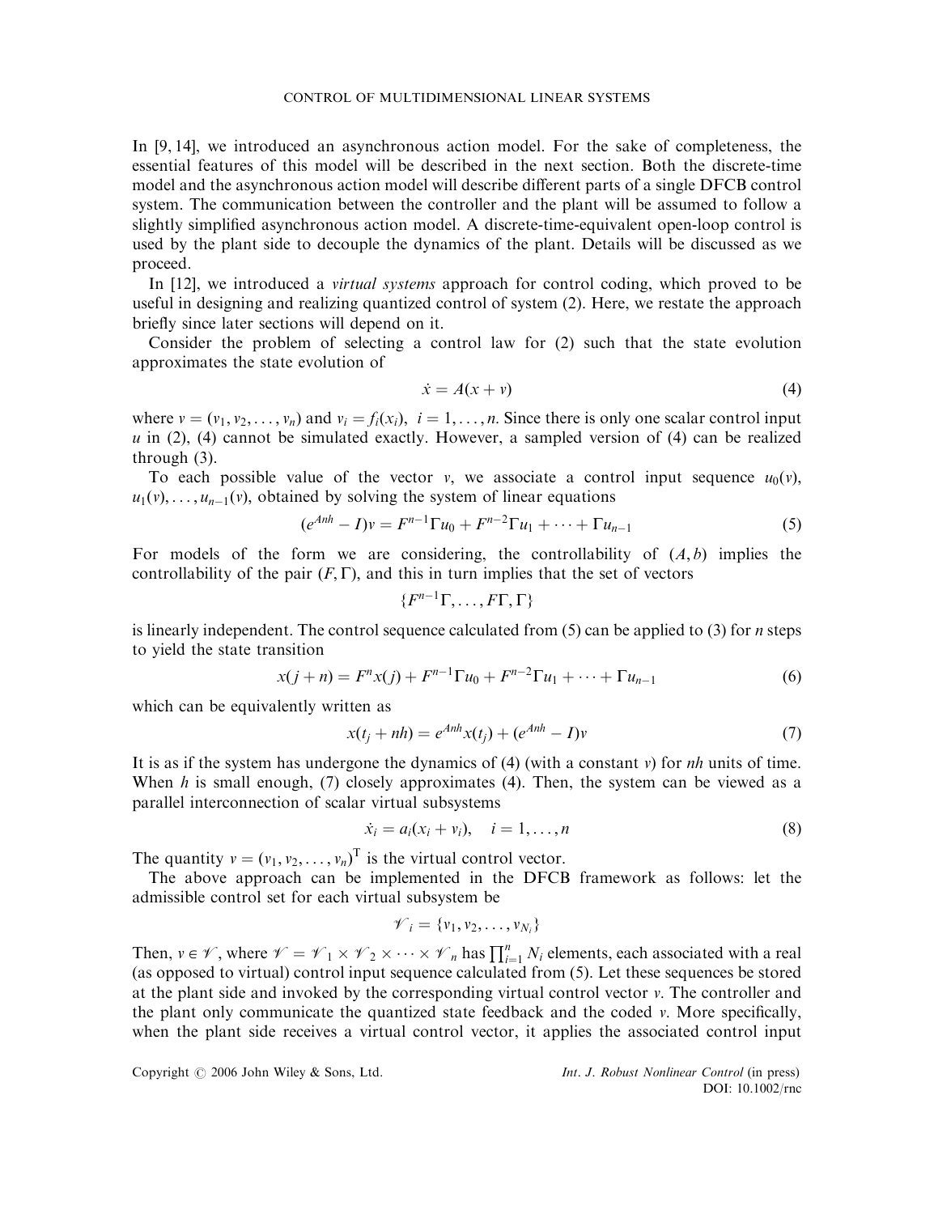In [9, 14], we introduced an asynchronous action model. For the sake of completeness, the essential features of this model will be described in the next section. Both the discrete-time model and the asynchronous action model will describe different parts of a single DFCB control system. The communication between the controller and the plant will be assumed to follow a slightly simplified asynchronous action model. A discrete-time-equivalent open-loop control is used by the plant side to decouple the dynamics of the plant. Details will be discussed as we proceed.

In [12], we introduced a *virtual systems* approach for control coding, which proved to be useful in designing and realizing quantized control of system (2). Here, we restate the approach briefly since later sections will depend on it.

Consider the problem of selecting a control law for (2) such that the state evolution approximates the state evolution of

$$\dot{x} = A(x + v) \tag{4}$$

where $v = (v_1, v_2, \ldots, v_n)$ and $v_i = f_i(x_i)$, $i = 1, \ldots, n$. Since there is only one scalar control input $u$ in (2), (4) cannot be simulated exactly. However, a sampled version of (4) can be realized through (3).

To each possible value of the vector $v$, we associate a control input sequence $u_0(v)$, $u_1(v), \ldots, u_{n-1}(v)$, obtained by solving the system of linear equations

$$(e^{Anh} - I)v = F^{n-1}\Gamma u_0 + F^{n-2}\Gamma u_1 + \cdots + \Gamma u_{n-1} \tag{5}$$

For models of the form we are considering, the controllability of $(A, b)$ implies the controllability of the pair $(F, \Gamma)$, and this in turn implies that the set of vectors

$$\{F^{n-1}\Gamma, \ldots, F\Gamma, \Gamma\}$$

is linearly independent. The control sequence calculated from (5) can be applied to (3) for $n$ steps to yield the state transition

$$x(j + n) = F^n x(j) + F^{n-1}\Gamma u_0 + F^{n-2}\Gamma u_1 + \cdots + \Gamma u_{n-1} \tag{6}$$

which can be equivalently written as

$$x(t_j + nh) = e^{Anh}x(t_j) + (e^{Anh} - I)v \tag{7}$$

It is as if the system has undergone the dynamics of (4) (with a constant $v$) for $nh$ units of time. When $h$ is small enough, (7) closely approximates (4). Then, the system can be viewed as a parallel interconnection of scalar virtual subsystems

$$\dot{x}_i = a_i(x_i + v_i), \quad i = 1, \ldots, n \tag{8}$$

The quantity $v = (v_1, v_2, \ldots, v_n)^{\mathrm{T}}$ is the virtual control vector.

The above approach can be implemented in the DFCB framework as follows: let the admissible control set for each virtual subsystem be

$$\mathscr{V}_i = \{v_1, v_2, \ldots, v_{N_i}\}$$

Then, $v \in \mathscr{V}$, where $\mathscr{V} = \mathscr{V}_1 \times \mathscr{V}_2 \times \cdots \times \mathscr{V}_n$ has $\prod_{i=1}^{n} N_i$ elements, each associated with a real (as opposed to virtual) control input sequence calculated from (5). Let these sequences be stored at the plant side and invoked by the corresponding virtual control vector $v$. The controller and the plant only communicate the quantized state feedback and the coded $v$. More specifically, when the plant side receives a virtual control vector, it applies the associated control input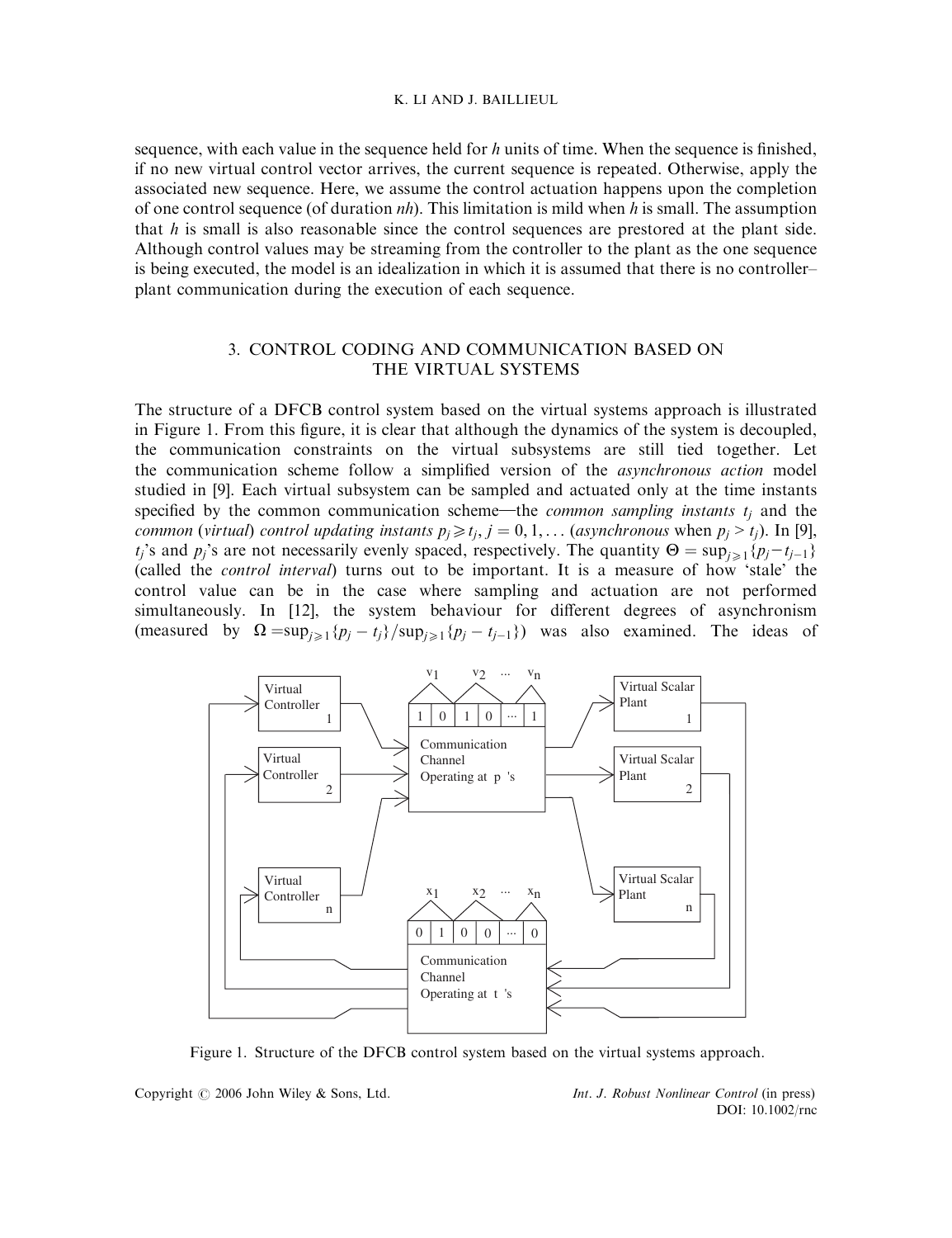sequence, with each value in the sequence held for $h$ units of time. When the sequence is finished, if no new virtual control vector arrives, the current sequence is repeated. Otherwise, apply the associated new sequence. Here, we assume the control actuation happens upon the completion of one control sequence (of duration $nh$). This limitation is mild when $h$ is small. The assumption that $h$ is small is also reasonable since the control sequences are prestored at the plant side. Although control values may be streaming from the controller to the plant as the one sequence is being executed, the model is an idealization in which it is assumed that there is no controller–plant communication during the execution of each sequence.

## 3. CONTROL CODING AND COMMUNICATION BASED ON THE VIRTUAL SYSTEMS

The structure of a DFCB control system based on the virtual systems approach is illustrated in Figure 1. From this figure, it is clear that although the dynamics of the system is decoupled, the communication constraints on the virtual subsystems are still tied together. Let the communication scheme follow a simplified version of the *asynchronous action* model studied in [9]. Each virtual subsystem can be sampled and actuated only at the time instants specified by the common communication scheme—the *common sampling instants* $t_j$ and the *common* (*virtual*) *control updating instants* $p_j \geqslant t_j$, $j = 0, 1, \ldots$ (*asynchronous* when $p_j > t_j$). In [9], $t_j$'s and $p_j$'s are not necessarily evenly spaced, respectively. The quantity $\Theta = \sup_{j \geqslant 1}\{p_j - t_{j-1}\}$ (called the *control interval*) turns out to be important. It is a measure of how 'stale' the control value can be in the case where sampling and actuation are not performed simultaneously. In [12], the system behaviour for different degrees of asynchronism (measured by $\Omega = \sup_{j \geqslant 1}\{p_j - t_j\}/\sup_{j \geqslant 1}\{p_j - t_{j-1}\}$) was also examined. The ideas of

Figure 1. Structure of the DFCB control system based on the virtual systems approach.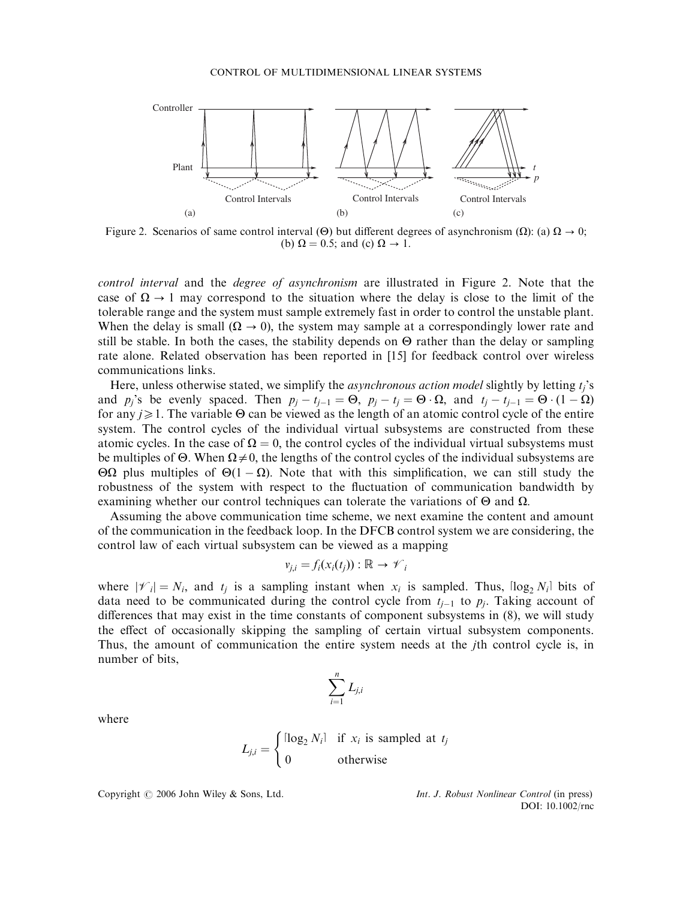Figure 2. Scenarios of same control interval ($\Theta$) but different degrees of asynchronism ($\Omega$): (a) $\Omega \to 0$; (b) $\Omega = 0.5$; and (c) $\Omega \to 1$.

*control interval* and the *degree of asynchronism* are illustrated in Figure 2. Note that the case of $\Omega \to 1$ may correspond to the situation where the delay is close to the limit of the tolerable range and the system must sample extremely fast in order to control the unstable plant. When the delay is small ($\Omega \to 0$), the system may sample at a correspondingly lower rate and still be stable. In both the cases, the stability depends on $\Theta$ rather than the delay or sampling rate alone. Related observation has been reported in [15] for feedback control over wireless communications links.

Here, unless otherwise stated, we simplify the *asynchronous action model* slightly by letting $t_j$'s and $p_j$'s be evenly spaced. Then $p_j - t_{j-1} = \Theta$, $p_j - t_j = \Theta \cdot \Omega$, and $t_j - t_{j-1} = \Theta \cdot (1 - \Omega)$ for any $j \geqslant 1$. The variable $\Theta$ can be viewed as the length of an atomic control cycle of the entire system. The control cycles of the individual virtual subsystems are constructed from these atomic cycles. In the case of $\Omega = 0$, the control cycles of the individual virtual subsystems must be multiples of $\Theta$. When $\Omega \neq 0$, the lengths of the control cycles of the individual subsystems are $\Theta\Omega$ plus multiples of $\Theta(1 - \Omega)$. Note that with this simplification, we can still study the robustness of the system with respect to the fluctuation of communication bandwidth by examining whether our control techniques can tolerate the variations of $\Theta$ and $\Omega$.

Assuming the above communication time scheme, we next examine the content and amount of the communication in the feedback loop. In the DFCB control system we are considering, the control law of each virtual subsystem can be viewed as a mapping

$$v_{j,i} = f_i(x_i(t_j)) : \mathbb{R} \to \mathscr{V}_i$$

where $|\mathscr{V}_i| = N_i$, and $t_j$ is a sampling instant when $x_i$ is sampled. Thus, $\lceil \log_2 N_i \rceil$ bits of data need to be communicated during the control cycle from $t_{j-1}$ to $p_j$. Taking account of differences that may exist in the time constants of component subsystems in (8), we will study the effect of occasionally skipping the sampling of certain virtual subsystem components. Thus, the amount of communication the entire system needs at the $j$th control cycle is, in number of bits,

$$\sum_{i=1}^{n} L_{j,i}$$

where

$$L_{j,i} = \begin{cases} \lceil \log_2 N_i \rceil & \text{if } x_i \text{ is sampled at } t_j \\ 0 & \text{otherwise} \end{cases}$$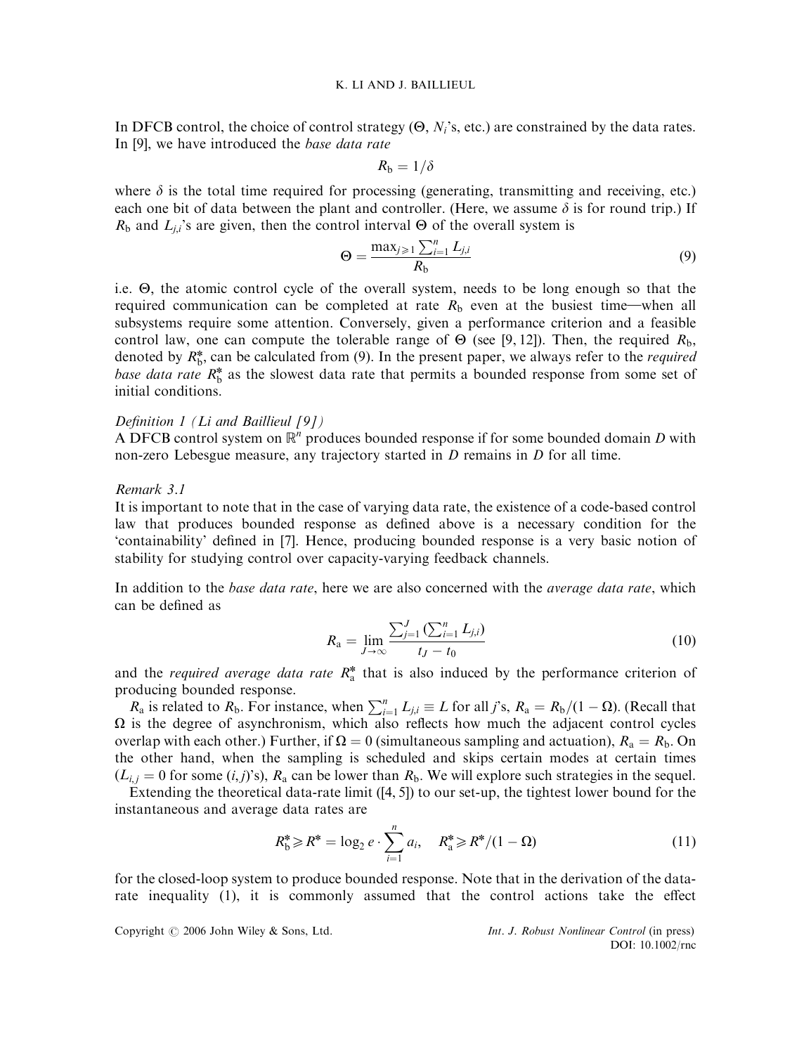In DFCB control, the choice of control strategy ($\Theta$, $N_i$'s, etc.) are constrained by the data rates. In [9], we have introduced the *base data rate*

$$R_{\mathrm{b}} = 1/\delta$$

where $\delta$ is the total time required for processing (generating, transmitting and receiving, etc.) each one bit of data between the plant and controller. (Here, we assume $\delta$ is for round trip.) If $R_{\mathrm{b}}$ and $L_{j,i}$'s are given, then the control interval $\Theta$ of the overall system is

$$\Theta = \frac{\max_{j \geqslant 1} \sum_{i=1}^{n} L_{j,i}}{R_{\mathrm{b}}} \tag{9}$$

i.e. $\Theta$, the atomic control cycle of the overall system, needs to be long enough so that the required communication can be completed at rate $R_{\mathrm{b}}$ even at the busiest time—when all subsystems require some attention. Conversely, given a performance criterion and a feasible control law, one can compute the tolerable range of $\Theta$ (see [9, 12]). Then, the required $R_{\mathrm{b}}$, denoted by $R_{\mathrm{b}}^{*}$, can be calculated from (9). In the present paper, we always refer to the *required base data rate* $R_{\mathrm{b}}^{*}$ as the slowest data rate that permits a bounded response from some set of initial conditions.

*Definition 1 (Li and Baillieul [9])*
A DFCB control system on $\mathbb{R}^n$ produces bounded response if for some bounded domain $D$ with non-zero Lebesgue measure, any trajectory started in $D$ remains in $D$ for all time.

*Remark 3.1*
It is important to note that in the case of varying data rate, the existence of a code-based control law that produces bounded response as defined above is a necessary condition for the 'containability' defined in [7]. Hence, producing bounded response is a very basic notion of stability for studying control over capacity-varying feedback channels.

In addition to the *base data rate*, here we are also concerned with the *average data rate*, which can be defined as

$$R_{\mathrm{a}} = \lim_{J \to \infty} \frac{\sum_{j=1}^{J} \left(\sum_{i=1}^{n} L_{j,i}\right)}{t_J - t_0} \tag{10}$$

and the *required average data rate* $R_{\mathrm{a}}^{*}$ that is also induced by the performance criterion of producing bounded response.

$R_{\mathrm{a}}$ is related to $R_{\mathrm{b}}$. For instance, when $\sum_{i=1}^{n} L_{j,i} \equiv L$ for all $j$'s, $R_{\mathrm{a}} = R_{\mathrm{b}}/(1-\Omega)$. (Recall that $\Omega$ is the degree of asynchronism, which also reflects how much the adjacent control cycles overlap with each other.) Further, if $\Omega = 0$ (simultaneous sampling and actuation), $R_{\mathrm{a}} = R_{\mathrm{b}}$. On the other hand, when the sampling is scheduled and skips certain modes at certain times ($L_{i,j} = 0$ for some $(i,j)$'s), $R_{\mathrm{a}}$ can be lower than $R_{\mathrm{b}}$. We will explore such strategies in the sequel.

Extending the theoretical data-rate limit ([4, 5]) to our set-up, the tightest lower bound for the instantaneous and average data rates are

$$R_{\mathrm{b}}^{*} \geqslant R^{*} = \log_2 e \cdot \sum_{i=1}^{n} a_i, \quad R_{\mathrm{a}}^{*} \geqslant R^{*}/(1-\Omega) \tag{11}$$

for the closed-loop system to produce bounded response. Note that in the derivation of the data-rate inequality (1), it is commonly assumed that the control actions take the effect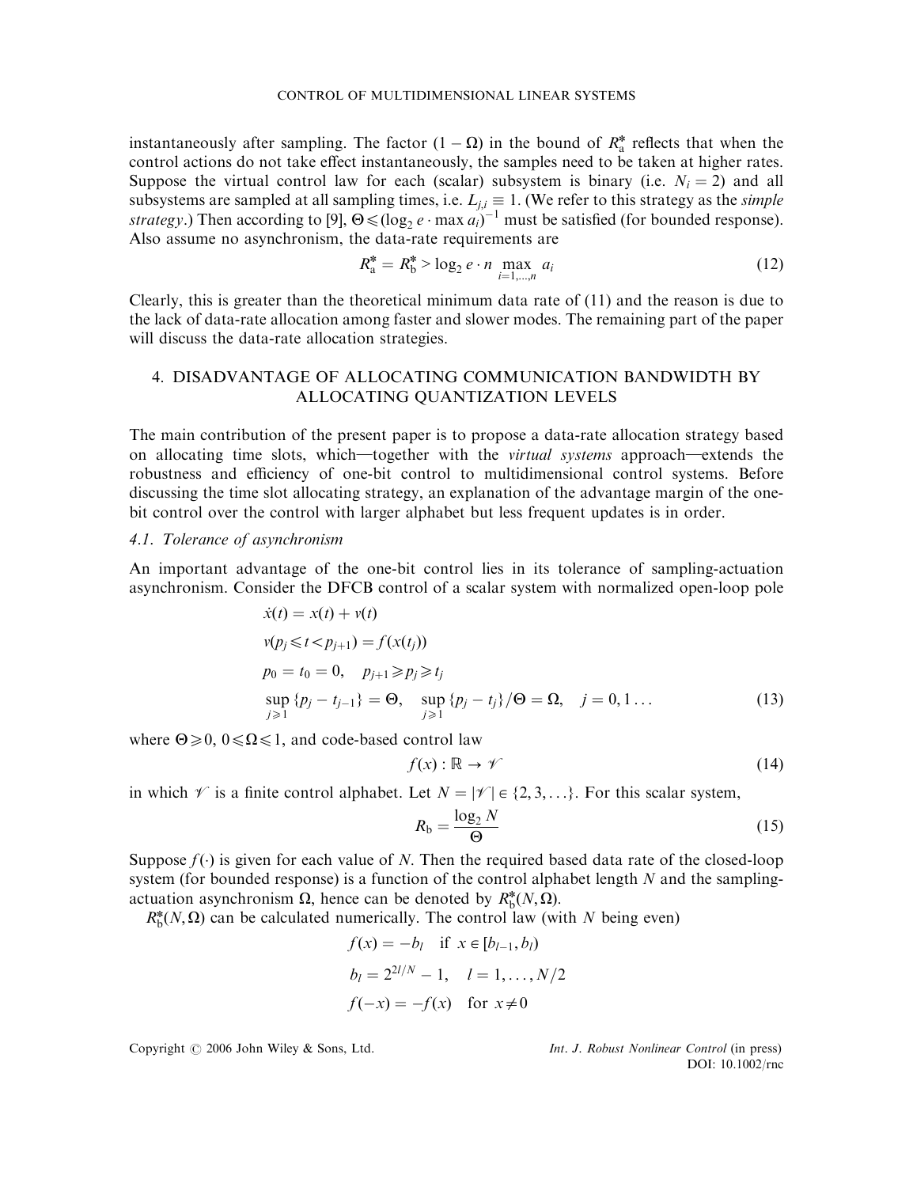instantaneously after sampling. The factor $(1 - \Omega)$ in the bound of $R_a^*$ reflects that when the control actions do not take effect instantaneously, the samples need to be taken at higher rates. Suppose the virtual control law for each (scalar) subsystem is binary (i.e. $N_i = 2$) and all subsystems are sampled at all sampling times, i.e. $L_{j,i} \equiv 1$. (We refer to this strategy as the *simple strategy*.) Then according to [9], $\Theta \leqslant (\log_2 e \cdot \max a_i)^{-1}$ must be satisfied (for bounded response). Also assume no asynchronism, the data-rate requirements are

$$R_a^* = R_b^* > \log_2 e \cdot n \max_{i=1,\ldots,n} a_i \tag{12}$$

Clearly, this is greater than the theoretical minimum data rate of (11) and the reason is due to the lack of data-rate allocation among faster and slower modes. The remaining part of the paper will discuss the data-rate allocation strategies.

## 4. DISADVANTAGE OF ALLOCATING COMMUNICATION BANDWIDTH BY ALLOCATING QUANTIZATION LEVELS

The main contribution of the present paper is to propose a data-rate allocation strategy based on allocating time slots, which—together with the *virtual systems* approach—extends the robustness and efficiency of one-bit control to multidimensional control systems. Before discussing the time slot allocating strategy, an explanation of the advantage margin of the one-bit control over the control with larger alphabet but less frequent updates is in order.

### 4.1. Tolerance of asynchronism

An important advantage of the one-bit control lies in its tolerance of sampling-actuation asynchronism. Consider the DFCB control of a scalar system with normalized open-loop pole

$$\begin{aligned}
&\dot{x}(t) = x(t) + v(t) \\
&v(p_j \leqslant t < p_{j+1}) = f(x(t_j)) \\
&p_0 = t_0 = 0, \quad p_{j+1} \geqslant p_j \geqslant t_j \\
&\sup_{j \geqslant 1} \{p_j - t_{j-1}\} = \Theta, \quad \sup_{j \geqslant 1} \{p_j - t_j\}/\Theta = \Omega, \quad j = 0, 1 \ldots
\end{aligned} \tag{13}$$

where $\Theta \geqslant 0$, $0 \leqslant \Omega \leqslant 1$, and code-based control law

$$f(x) : \mathbb{R} \to \mathscr{V} \tag{14}$$

in which $\mathscr{V}$ is a finite control alphabet. Let $N = |\mathscr{V}| \in \{2, 3, \ldots\}$. For this scalar system,

$$R_b = \frac{\log_2 N}{\Theta} \tag{15}$$

Suppose $f(\cdot)$ is given for each value of $N$. Then the required based data rate of the closed-loop system (for bounded response) is a function of the control alphabet length $N$ and the sampling-actuation asynchronism $\Omega$, hence can be denoted by $R_b^*(N, \Omega)$.

$R_b^*(N, \Omega)$ can be calculated numerically. The control law (with $N$ being even)

$$\begin{aligned}
&f(x) = -b_l \quad \text{if } x \in [b_{l-1}, b_l) \\
&b_l = 2^{2l/N} - 1, \quad l = 1, \ldots, N/2 \\
&f(-x) = -f(x) \quad \text{for } x \neq 0
\end{aligned}$$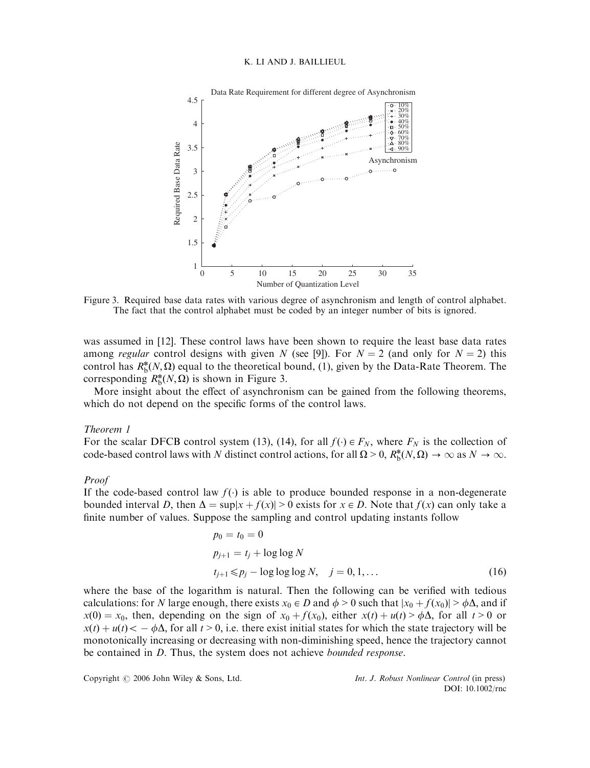Figure 3. Required base data rates with various degree of asynchronism and length of control alphabet. The fact that the control alphabet must be coded by an integer number of bits is ignored.

was assumed in [12]. These control laws have been shown to require the least base data rates among *regular* control designs with given $N$ (see [9]). For $N = 2$ (and only for $N = 2$) this control has $R_b^*(N, \Omega)$ equal to the theoretical bound, (1), given by the Data-Rate Theorem. The corresponding $R_b^*(N, \Omega)$ is shown in Figure 3.

More insight about the effect of asynchronism can be gained from the following theorems, which do not depend on the specific forms of the control laws.

*Theorem 1*

For the scalar DFCB control system (13), (14), for all $f(\cdot) \in F_N$, where $F_N$ is the collection of code-based control laws with $N$ distinct control actions, for all $\Omega > 0$, $R_b^*(N, \Omega) \to \infty$ as $N \to \infty$.

*Proof*

If the code-based control law $f(\cdot)$ is able to produce bounded response in a non-degenerate bounded interval $D$, then $\Delta = \sup|x + f(x)| > 0$ exists for $x \in D$. Note that $f(x)$ can only take a finite number of values. Suppose the sampling and control updating instants follow

$$
\begin{aligned}
p_0 &= t_0 = 0 \\
p_{j+1} &= t_j + \log\log N \\
t_{j+1} &\leqslant p_j - \log\log\log N, \quad j = 0, 1, \ldots
\end{aligned}
\tag{16}
$$

where the base of the logarithm is natural. Then the following can be verified with tedious calculations: for $N$ large enough, there exists $x_0 \in D$ and $\phi > 0$ such that $|x_0 + f(x_0)| > \phi\Delta$, and if $x(0) = x_0$, then, depending on the sign of $x_0 + f(x_0)$, either $x(t) + u(t) > \phi\Delta$, for all $t > 0$ or $x(t) + u(t) < -\phi\Delta$, for all $t > 0$, i.e. there exist initial states for which the state trajectory will be monotonically increasing or decreasing with non-diminishing speed, hence the trajectory cannot be contained in $D$. Thus, the system does not achieve *bounded response*.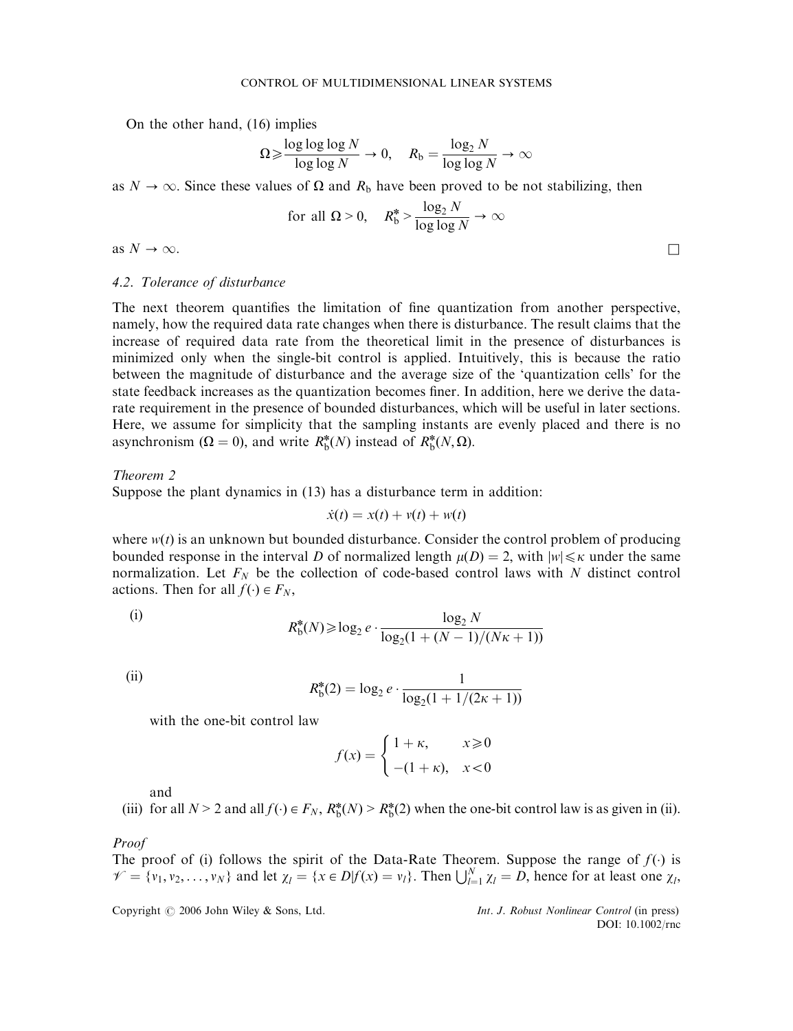On the other hand, (16) implies

$$\Omega \geqslant \frac{\log\log\log N}{\log\log N} \to 0, \quad R_\mathrm{b} = \frac{\log_2 N}{\log\log N} \to \infty$$

as $N \to \infty$. Since these values of $\Omega$ and $R_\mathrm{b}$ have been proved to be not stabilizing, then

$$\text{for all } \Omega > 0, \quad R_\mathrm{b}^* > \frac{\log_2 N}{\log\log N} \to \infty$$

as $N \to \infty$. $\square$

### 4.2. Tolerance of disturbance

The next theorem quantifies the limitation of fine quantization from another perspective, namely, how the required data rate changes when there is disturbance. The result claims that the increase of required data rate from the theoretical limit in the presence of disturbances is minimized only when the single-bit control is applied. Intuitively, this is because the ratio between the magnitude of disturbance and the average size of the 'quantization cells' for the state feedback increases as the quantization becomes finer. In addition, here we derive the data-rate requirement in the presence of bounded disturbances, which will be useful in later sections. Here, we assume for simplicity that the sampling instants are evenly placed and there is no asynchronism ($\Omega = 0$), and write $R_\mathrm{b}^*(N)$ instead of $R_\mathrm{b}^*(N, \Omega)$.

*Theorem 2*

Suppose the plant dynamics in (13) has a disturbance term in addition:

$$\dot{x}(t) = x(t) + v(t) + w(t)$$

where $w(t)$ is an unknown but bounded disturbance. Consider the control problem of producing bounded response in the interval $D$ of normalized length $\mu(D) = 2$, with $|w| \leqslant \kappa$ under the same normalization. Let $F_N$ be the collection of code-based control laws with $N$ distinct control actions. Then for all $f(\cdot) \in F_N$,

(i)
$$R_\mathrm{b}^*(N) \geqslant \log_2 e \cdot \frac{\log_2 N}{\log_2(1 + (N-1)/(N\kappa + 1))}$$

(ii)
$$R_\mathrm{b}^*(2) = \log_2 e \cdot \frac{1}{\log_2(1 + 1/(2\kappa + 1))}$$

with the one-bit control law

$$f(x) = \begin{cases} 1 + \kappa, & x \geqslant 0 \\ -(1 + \kappa), & x < 0 \end{cases}$$

and

(iii) for all $N > 2$ and all $f(\cdot) \in F_N$, $R_\mathrm{b}^*(N) > R_\mathrm{b}^*(2)$ when the one-bit control law is as given in (ii).

*Proof*

The proof of (i) follows the spirit of the Data-Rate Theorem. Suppose the range of $f(\cdot)$ is $\mathscr{V} = \{v_1, v_2, \ldots, v_N\}$ and let $\chi_l = \{x \in D | f(x) = v_l\}$. Then $\bigcup_{l=1}^{N} \chi_l = D$, hence for at least one $\chi_l$,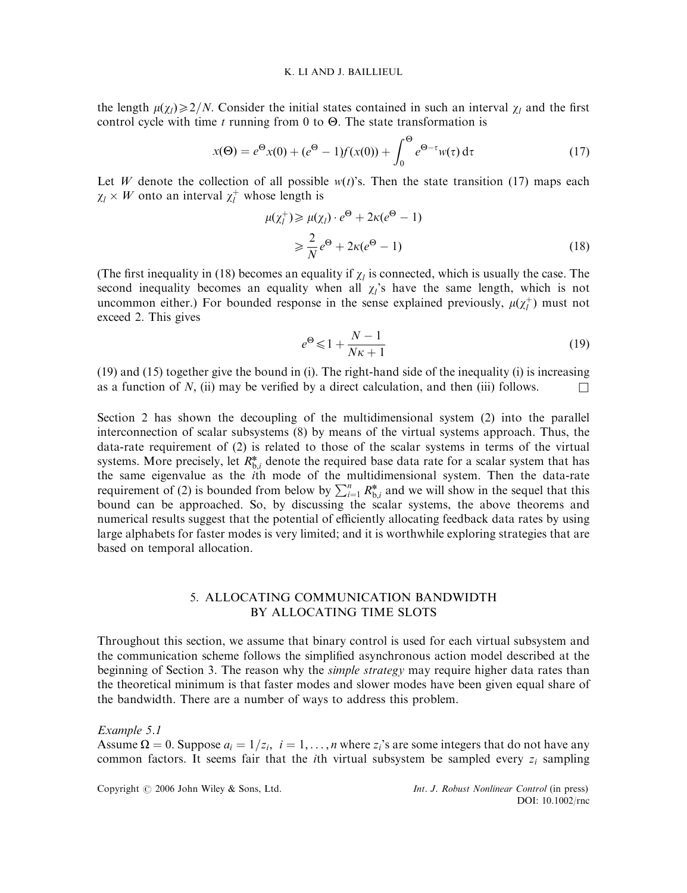the length $\mu(\chi_l) \geqslant 2/N$. Consider the initial states contained in such an interval $\chi_l$ and the first control cycle with time $t$ running from 0 to $\Theta$. The state transformation is

$$x(\Theta) = e^{\Theta}x(0) + (e^{\Theta} - 1)f(x(0)) + \int_0^{\Theta} e^{\Theta-\tau}w(\tau)\,\mathrm{d}\tau \tag{17}$$

Let $W$ denote the collection of all possible $w(t)$'s. Then the state transition (17) maps each $\chi_l \times W$ onto an interval $\chi_l^+$ whose length is

$$\begin{aligned}\mu(\chi_l^+) &\geqslant \mu(\chi_l) \cdot e^{\Theta} + 2\kappa(e^{\Theta} - 1)\\ &\geqslant \frac{2}{N}e^{\Theta} + 2\kappa(e^{\Theta} - 1)\end{aligned} \tag{18}$$

(The first inequality in (18) becomes an equality if $\chi_l$ is connected, which is usually the case. The second inequality becomes an equality when all $\chi_l$'s have the same length, which is not uncommon either.) For bounded response in the sense explained previously, $\mu(\chi_l^+)$ must not exceed 2. This gives

$$e^{\Theta} \leqslant 1 + \frac{N-1}{N\kappa + 1} \tag{19}$$

(19) and (15) together give the bound in (i). The right-hand side of the inequality (i) is increasing as a function of $N$, (ii) may be verified by a direct calculation, and then (iii) follows. $\square$

Section 2 has shown the decoupling of the multidimensional system (2) into the parallel interconnection of scalar subsystems (8) by means of the virtual systems approach. Thus, the data-rate requirement of (2) is related to those of the scalar systems in terms of the virtual systems. More precisely, let $R_{\mathrm{b},i}^*$ denote the required base data rate for a scalar system that has the same eigenvalue as the $i$th mode of the multidimensional system. Then the data-rate requirement of (2) is bounded from below by $\sum_{i=1}^{n} R_{\mathrm{b},i}^*$ and we will show in the sequel that this bound can be approached. So, by discussing the scalar systems, the above theorems and numerical results suggest that the potential of efficiently allocating feedback data rates by using large alphabets for faster modes is very limited; and it is worthwhile exploring strategies that are based on temporal allocation.

## 5. ALLOCATING COMMUNICATION BANDWIDTH BY ALLOCATING TIME SLOTS

Throughout this section, we assume that binary control is used for each virtual subsystem and the communication scheme follows the simplified asynchronous action model described at the beginning of Section 3. The reason why the *simple strategy* may require higher data rates than the theoretical minimum is that faster modes and slower modes have been given equal share of the bandwidth. There are a number of ways to address this problem.

*Example 5.1*
Assume $\Omega = 0$. Suppose $a_i = 1/z_i$, $i = 1, \ldots, n$ where $z_i$'s are some integers that do not have any common factors. It seems fair that the $i$th virtual subsystem be sampled every $z_i$ sampling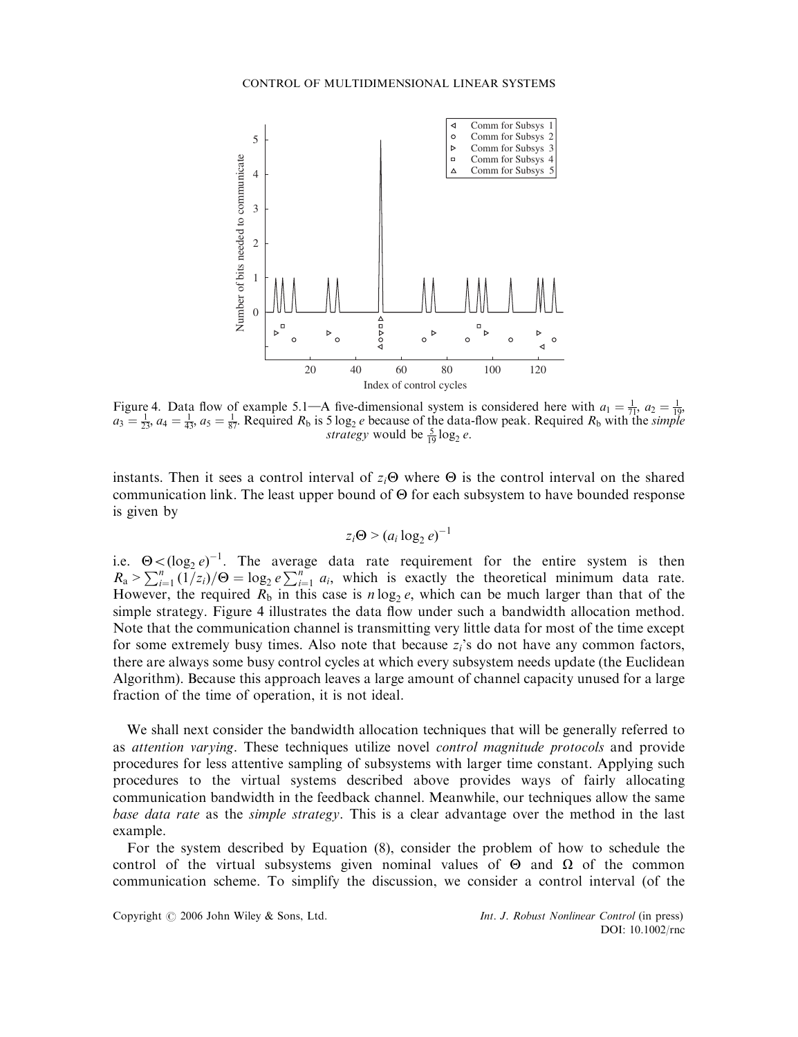Figure 4. Data flow of example 5.1—A five-dimensional system is considered here with $a_1 = \frac{1}{71}$, $a_2 = \frac{1}{19}$, $a_3 = \frac{1}{23}$, $a_4 = \frac{1}{43}$, $a_5 = \frac{1}{87}$. Required $R_b$ is $5 \log_2 e$ because of the data-flow peak. Required $R_b$ with the *simple strategy* would be $\frac{5}{19} \log_2 e$.

instants. Then it sees a control interval of $z_i\Theta$ where $\Theta$ is the control interval on the shared communication link. The least upper bound of $\Theta$ for each subsystem to have bounded response is given by

$$z_i\Theta > (a_i \log_2 e)^{-1}$$

i.e. $\Theta < (\log_2 e)^{-1}$. The average data rate requirement for the entire system is then $R_a > \sum_{i=1}^{n} (1/z_i)/\Theta = \log_2 e \sum_{i=1}^{n} a_i$, which is exactly the theoretical minimum data rate. However, the required $R_b$ in this case is $n \log_2 e$, which can be much larger than that of the simple strategy. Figure 4 illustrates the data flow under such a bandwidth allocation method. Note that the communication channel is transmitting very little data for most of the time except for some extremely busy times. Also note that because $z_i$'s do not have any common factors, there are always some busy control cycles at which every subsystem needs update (the Euclidean Algorithm). Because this approach leaves a large amount of channel capacity unused for a large fraction of the time of operation, it is not ideal.

We shall next consider the bandwidth allocation techniques that will be generally referred to as *attention varying*. These techniques utilize novel *control magnitude protocols* and provide procedures for less attentive sampling of subsystems with larger time constant. Applying such procedures to the virtual systems described above provides ways of fairly allocating communication bandwidth in the feedback channel. Meanwhile, our techniques allow the same *base data rate* as the *simple strategy*. This is a clear advantage over the method in the last example.

For the system described by Equation (8), consider the problem of how to schedule the control of the virtual subsystems given nominal values of $\Theta$ and $\Omega$ of the common communication scheme. To simplify the discussion, we consider a control interval (of the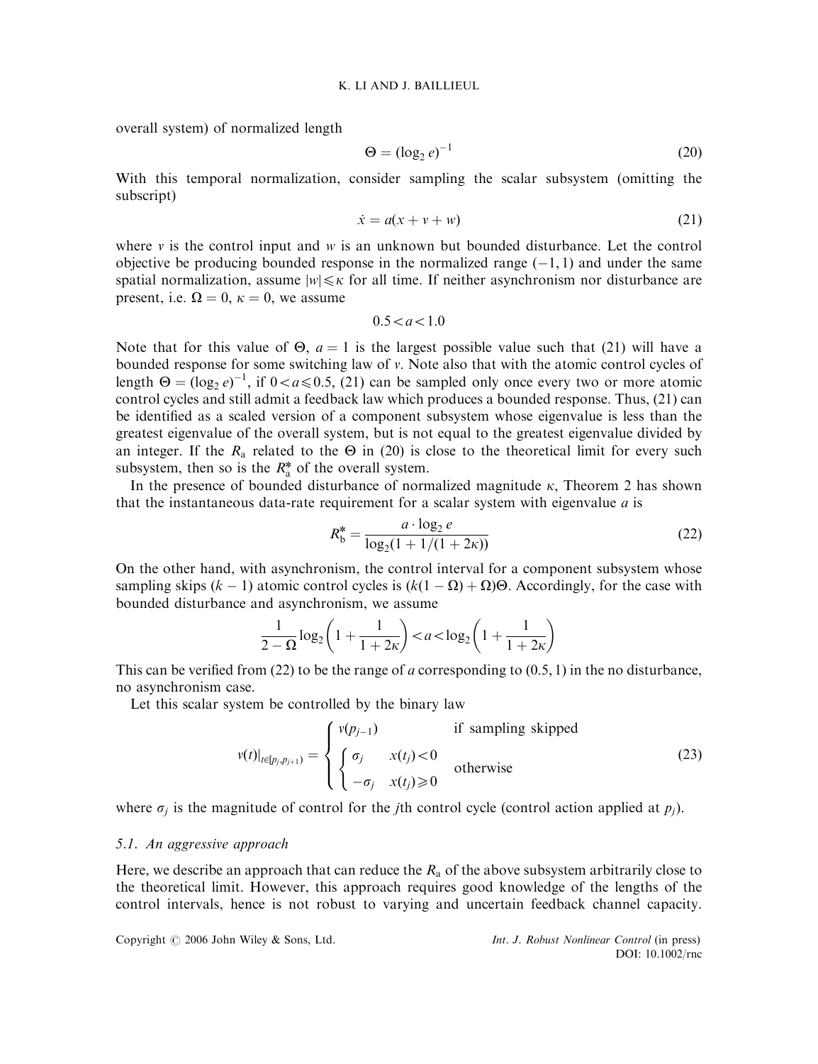overall system) of normalized length

$$\Theta = (\log_2 e)^{-1} \tag{20}$$

With this temporal normalization, consider sampling the scalar subsystem (omitting the subscript)

$$\dot{x} = a(x + v + w) \tag{21}$$

where $v$ is the control input and $w$ is an unknown but bounded disturbance. Let the control objective be producing bounded response in the normalized range $(-1, 1)$ and under the same spatial normalization, assume $|w| \leqslant \kappa$ for all time. If neither asynchronism nor disturbance are present, i.e. $\Omega = 0$, $\kappa = 0$, we assume

$$0.5 < a < 1.0$$

Note that for this value of $\Theta$, $a = 1$ is the largest possible value such that (21) will have a bounded response for some switching law of $v$. Note also that with the atomic control cycles of length $\Theta = (\log_2 e)^{-1}$, if $0 < a \leqslant 0.5$, (21) can be sampled only once every two or more atomic control cycles and still admit a feedback law which produces a bounded response. Thus, (21) can be identified as a scaled version of a component subsystem whose eigenvalue is less than the greatest eigenvalue of the overall system, but is not equal to the greatest eigenvalue divided by an integer. If the $R_a$ related to the $\Theta$ in (20) is close to the theoretical limit for every such subsystem, then so is the $R_a^*$ of the overall system.

In the presence of bounded disturbance of normalized magnitude $\kappa$, Theorem 2 has shown that the instantaneous data-rate requirement for a scalar system with eigenvalue $a$ is

$$R_b^* = \frac{a \cdot \log_2 e}{\log_2(1 + 1/(1 + 2\kappa))} \tag{22}$$

On the other hand, with asynchronism, the control interval for a component subsystem whose sampling skips $(k-1)$ atomic control cycles is $(k(1-\Omega) + \Omega)\Theta$. Accordingly, for the case with bounded disturbance and asynchronism, we assume

$$\frac{1}{2-\Omega}\log_2\left(1 + \frac{1}{1+2\kappa}\right) < a < \log_2\left(1 + \frac{1}{1+2\kappa}\right)$$

This can be verified from (22) to be the range of $a$ corresponding to $(0.5, 1)$ in the no disturbance, no asynchronism case.

Let this scalar system be controlled by the binary law

$$v(t)|_{t \in [p_j, p_{j+1})} = \begin{cases} v(p_{j-1}) & \text{if sampling skipped} \\ \begin{cases} \sigma_j & x(t_j) < 0 \\ -\sigma_j & x(t_j) \geqslant 0 \end{cases} & \text{otherwise} \end{cases} \tag{23}$$

where $\sigma_j$ is the magnitude of control for the $j$th control cycle (control action applied at $p_j$).

### 5.1. An aggressive approach

Here, we describe an approach that can reduce the $R_a$ of the above subsystem arbitrarily close to the theoretical limit. However, this approach requires good knowledge of the lengths of the control intervals, hence is not robust to varying and uncertain feedback channel capacity.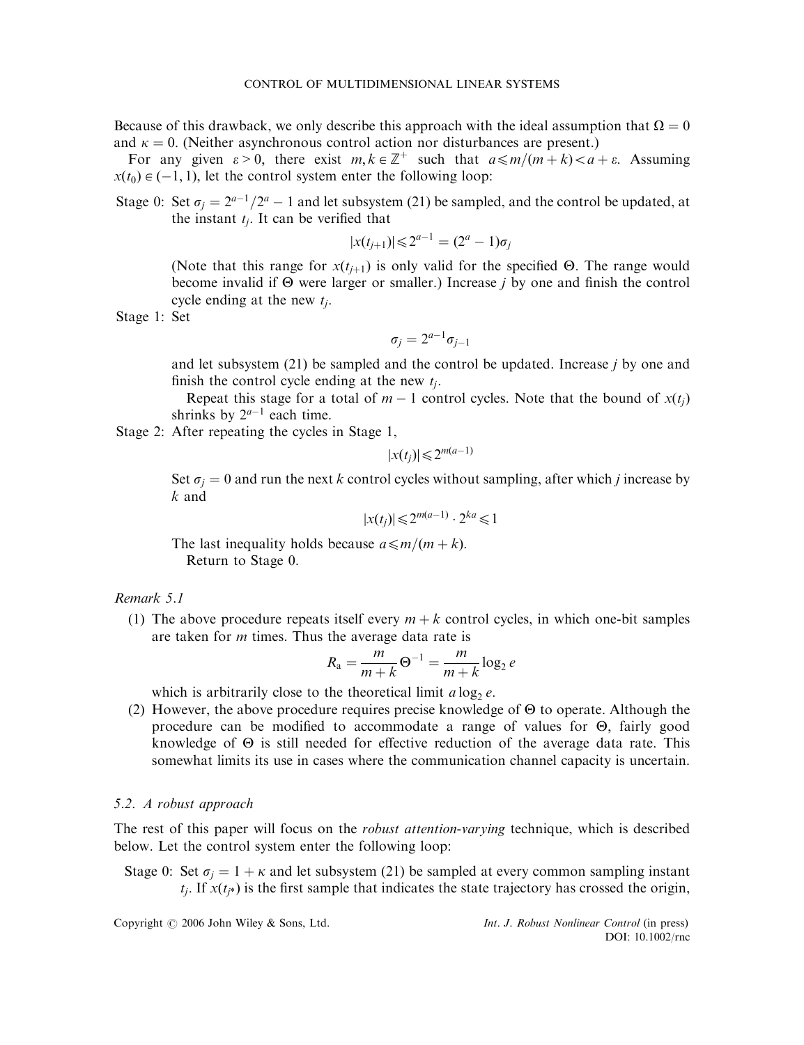Because of this drawback, we only describe this approach with the ideal assumption that $\Omega = 0$ and $\kappa = 0$. (Neither asynchronous control action nor disturbances are present.)

For any given $\varepsilon > 0$, there exist $m, k \in \mathbb{Z}^+$ such that $a \leqslant m/(m+k) < a + \varepsilon$. Assuming $x(t_0) \in (-1, 1)$, let the control system enter the following loop:

Stage 0: Set $\sigma_j = 2^{a-1}/2^a - 1$ and let subsystem (21) be sampled, and the control be updated, at the instant $t_j$. It can be verified that

$$|x(t_{j+1})| \leqslant 2^{a-1} = (2^a - 1)\sigma_j$$

(Note that this range for $x(t_{j+1})$ is only valid for the specified $\Theta$. The range would become invalid if $\Theta$ were larger or smaller.) Increase $j$ by one and finish the control cycle ending at the new $t_j$.

Stage 1: Set

$$\sigma_j = 2^{a-1}\sigma_{j-1}$$

and let subsystem (21) be sampled and the control be updated. Increase $j$ by one and finish the control cycle ending at the new $t_j$.

Repeat this stage for a total of $m - 1$ control cycles. Note that the bound of $x(t_j)$ shrinks by $2^{a-1}$ each time.

Stage 2: After repeating the cycles in Stage 1,

$$|x(t_j)| \leqslant 2^{m(a-1)}$$

Set $\sigma_j = 0$ and run the next $k$ control cycles without sampling, after which $j$ increase by $k$ and

$$|x(t_j)| \leqslant 2^{m(a-1)} \cdot 2^{ka} \leqslant 1$$

The last inequality holds because $a \leqslant m/(m+k)$.

Return to Stage 0.

*Remark 5.1*

(1) The above procedure repeats itself every $m + k$ control cycles, in which one-bit samples are taken for $m$ times. Thus the average data rate is

$$R_a = \frac{m}{m+k}\Theta^{-1} = \frac{m}{m+k}\log_2 e$$

which is arbitrarily close to the theoretical limit $a \log_2 e$.

(2) However, the above procedure requires precise knowledge of $\Theta$ to operate. Although the procedure can be modified to accommodate a range of values for $\Theta$, fairly good knowledge of $\Theta$ is still needed for effective reduction of the average data rate. This somewhat limits its use in cases where the communication channel capacity is uncertain.

### 5.2. A robust approach

The rest of this paper will focus on the *robust attention-varying* technique, which is described below. Let the control system enter the following loop:

Stage 0: Set $\sigma_j = 1 + \kappa$ and let subsystem (21) be sampled at every common sampling instant $t_j$. If $x(t_{j^*})$ is the first sample that indicates the state trajectory has crossed the origin,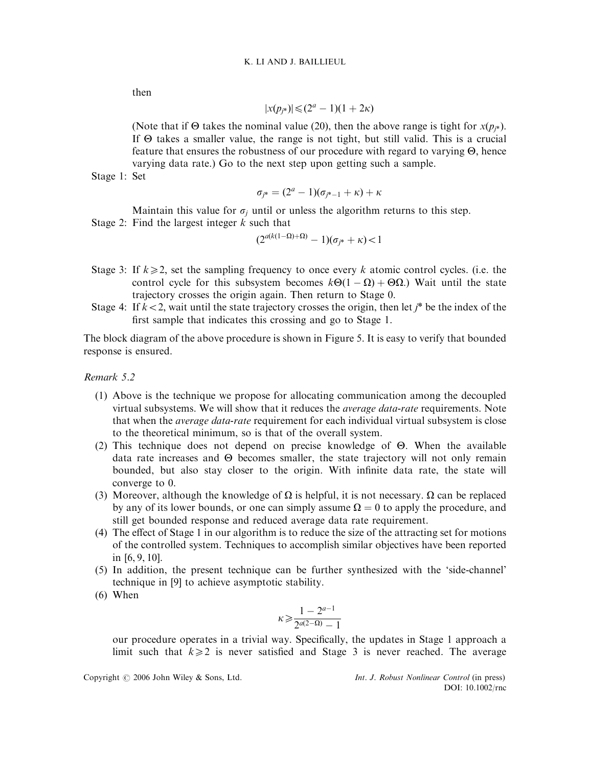then

$$|x(p_{j^*})| \leqslant (2^a - 1)(1 + 2\kappa)$$

(Note that if $\Theta$ takes the nominal value (20), then the above range is tight for $x(p_{j^*})$. If $\Theta$ takes a smaller value, the range is not tight, but still valid. This is a crucial feature that ensures the robustness of our procedure with regard to varying $\Theta$, hence varying data rate.) Go to the next step upon getting such a sample.

Stage 1: Set

$$\sigma_{j^*} = (2^a - 1)(\sigma_{j^*-1} + \kappa) + \kappa$$

Maintain this value for $\sigma_j$ until or unless the algorithm returns to this step.

Stage 2: Find the largest integer $k$ such that

$$(2^{a(k(1-\Omega)+\Omega)} - 1)(\sigma_{j^*} + \kappa) < 1$$

Stage 3: If $k \geqslant 2$, set the sampling frequency to once every $k$ atomic control cycles. (i.e. the control cycle for this subsystem becomes $k\Theta(1-\Omega) + \Theta\Omega$.) Wait until the state trajectory crosses the origin again. Then return to Stage 0.

Stage 4: If $k < 2$, wait until the state trajectory crosses the origin, then let $j^*$ be the index of the first sample that indicates this crossing and go to Stage 1.

The block diagram of the above procedure is shown in Figure 5. It is easy to verify that bounded response is ensured.

*Remark 5.2*

1. Above is the technique we propose for allocating communication among the decoupled virtual subsystems. We will show that it reduces the *average data-rate* requirements. Note that when the *average data-rate* requirement for each individual virtual subsystem is close to the theoretical minimum, so is that of the overall system.
2. This technique does not depend on precise knowledge of $\Theta$. When the available data rate increases and $\Theta$ becomes smaller, the state trajectory will not only remain bounded, but also stay closer to the origin. With infinite data rate, the state will converge to 0.
3. Moreover, although the knowledge of $\Omega$ is helpful, it is not necessary. $\Omega$ can be replaced by any of its lower bounds, or one can simply assume $\Omega = 0$ to apply the procedure, and still get bounded response and reduced average data rate requirement.
4. The effect of Stage 1 in our algorithm is to reduce the size of the attracting set for motions of the controlled system. Techniques to accomplish similar objectives have been reported in [6, 9, 10].
5. In addition, the present technique can be further synthesized with the 'side-channel' technique in [9] to achieve asymptotic stability.
6. When

$$\kappa \geqslant \frac{1 - 2^{a-1}}{2^{a(2-\Omega)} - 1}$$

our procedure operates in a trivial way. Specifically, the updates in Stage 1 approach a limit such that $k \geqslant 2$ is never satisfied and Stage 3 is never reached. The average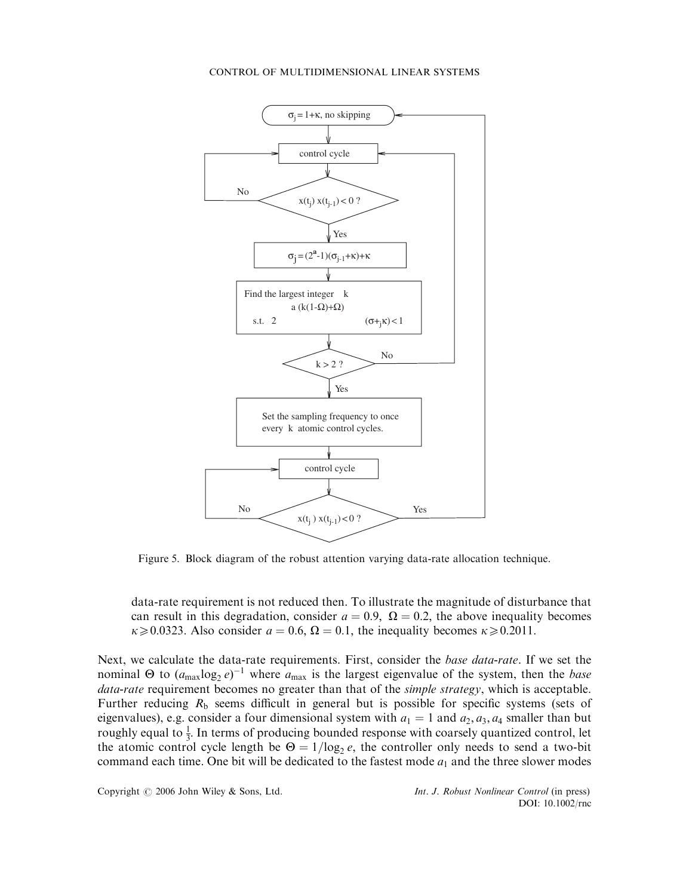Figure 5. Block diagram of the robust attention varying data-rate allocation technique.

data-rate requirement is not reduced then. To illustrate the magnitude of disturbance that can result in this degradation, consider $a = 0.9$, $\Omega = 0.2$, the above inequality becomes $\kappa \geqslant 0.0323$. Also consider $a = 0.6$, $\Omega = 0.1$, the inequality becomes $\kappa \geqslant 0.2011$.

Next, we calculate the data-rate requirements. First, consider the *base data-rate*. If we set the nominal $\Theta$ to $(a_{\max} \log_2 e)^{-1}$ where $a_{\max}$ is the largest eigenvalue of the system, then the *base data-rate* requirement becomes no greater than that of the *simple strategy*, which is acceptable. Further reducing $R_b$ seems difficult in general but is possible for specific systems (sets of eigenvalues), e.g. consider a four dimensional system with $a_1 = 1$ and $a_2, a_3, a_4$ smaller than but roughly equal to $\frac{1}{3}$. In terms of producing bounded response with coarsely quantized control, let the atomic control cycle length be $\Theta = 1/\log_2 e$, the controller only needs to send a two-bit command each time. One bit will be dedicated to the fastest mode $a_1$ and the three slower modes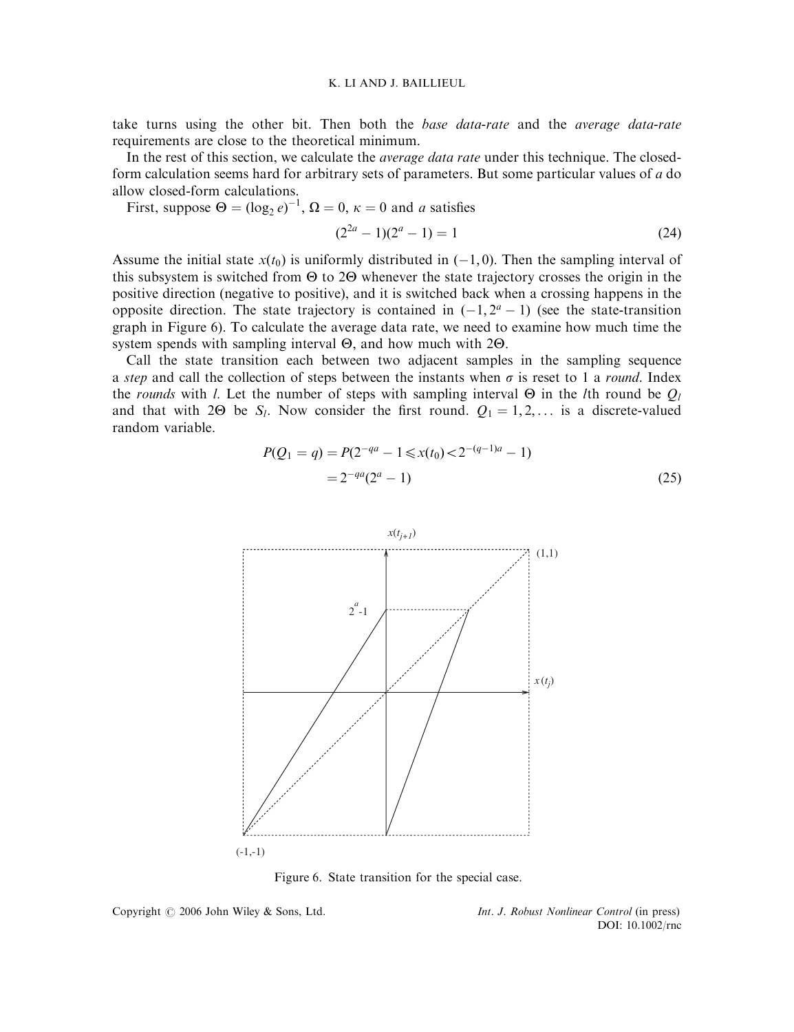take turns using the other bit. Then both the *base data-rate* and the *average data-rate* requirements are close to the theoretical minimum.

In the rest of this section, we calculate the *average data rate* under this technique. The closed-form calculation seems hard for arbitrary sets of parameters. But some particular values of $a$ do allow closed-form calculations.

First, suppose $\Theta = (\log_2 e)^{-1}$, $\Omega = 0$, $\kappa = 0$ and $a$ satisfies

$$(2^{2a} - 1)(2^a - 1) = 1 \tag{24}$$

Assume the initial state $x(t_0)$ is uniformly distributed in $(-1, 0)$. Then the sampling interval of this subsystem is switched from $\Theta$ to $2\Theta$ whenever the state trajectory crosses the origin in the positive direction (negative to positive), and it is switched back when a crossing happens in the opposite direction. The state trajectory is contained in $(-1, 2^a - 1)$ (see the state-transition graph in Figure 6). To calculate the average data rate, we need to examine how much time the system spends with sampling interval $\Theta$, and how much with $2\Theta$.

Call the state transition each between two adjacent samples in the sampling sequence a *step* and call the collection of steps between the instants when $\sigma$ is reset to 1 a *round*. Index the *rounds* with $l$. Let the number of steps with sampling interval $\Theta$ in the $l$th round be $Q_l$ and that with $2\Theta$ be $S_l$. Now consider the first round. $Q_1 = 1, 2, \ldots$ is a discrete-valued random variable.

$$\begin{aligned} P(Q_1 = q) &= P(2^{-qa} - 1 \leqslant x(t_0) < 2^{-(q-1)a} - 1) \\ &= 2^{-qa}(2^a - 1) \end{aligned} \tag{25}$$

Figure 6. State transition for the special case.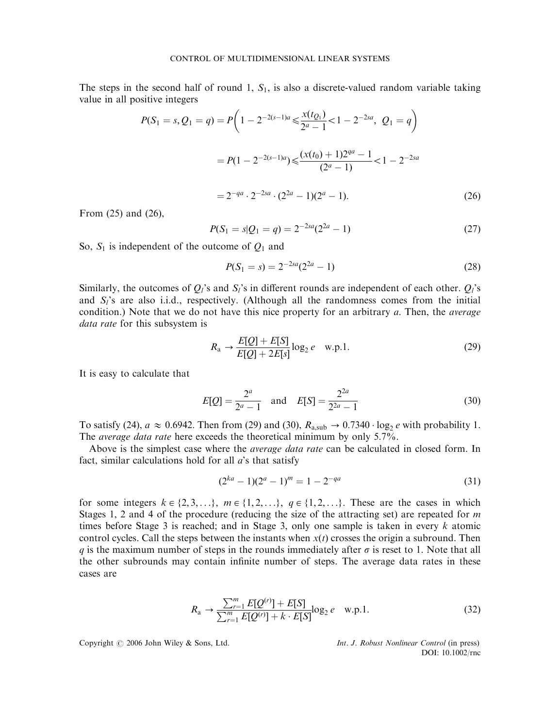The steps in the second half of round 1, $S_1$, is also a discrete-valued random variable taking value in all positive integers

$$
\begin{aligned}
P(S_1 = s, Q_1 = q) &= P\left(1 - 2^{-2(s-1)a} \leqslant \frac{x(t_{Q_1})}{2^a - 1} < 1 - 2^{-2sa},\ Q_1 = q\right) \\
&= P(1 - 2^{-2(s-1)a}) \leqslant \frac{(x(t_0) + 1)2^{qa} - 1}{(2^a - 1)} < 1 - 2^{-2sa} \\
&= 2^{-qa} \cdot 2^{-2sa} \cdot (2^{2a} - 1)(2^a - 1).
\end{aligned} \tag{26}
$$

From (25) and (26),

$$
P(S_1 = s | Q_1 = q) = 2^{-2sa}(2^{2a} - 1) \tag{27}
$$

So, $S_1$ is independent of the outcome of $Q_1$ and

$$
P(S_1 = s) = 2^{-2sa}(2^{2a} - 1) \tag{28}
$$

Similarly, the outcomes of $Q_l$'s and $S_l$'s in different rounds are independent of each other. $Q_l$'s and $S_l$'s are also i.i.d., respectively. (Although all the randomness comes from the initial condition.) Note that we do not have this nice property for an arbitrary $a$. Then, the *average data rate* for this subsystem is

$$
R_{\mathrm{a}} \to \frac{E[Q] + E[S]}{E[Q] + 2E[s]} \log_2 e \quad \text{w.p.1.} \tag{29}
$$

It is easy to calculate that

$$
E[Q] = \frac{2^a}{2^a - 1} \quad \text{and} \quad E[S] = \frac{2^{2a}}{2^{2a} - 1} \tag{30}
$$

To satisfy (24), $a \approx 0.6942$. Then from (29) and (30), $R_{\mathrm{a,sub}} \to 0.7340 \cdot \log_2 e$ with probability 1. The *average data rate* here exceeds the theoretical minimum by only 5.7%.

Above is the simplest case where the *average data rate* can be calculated in closed form. In fact, similar calculations hold for all $a$'s that satisfy

$$
(2^{ka} - 1)(2^a - 1)^m = 1 - 2^{-qa} \tag{31}
$$

for some integers $k \in \{2, 3, \ldots\}$, $m \in \{1, 2, \ldots\}$, $q \in \{1, 2, \ldots\}$. These are the cases in which Stages 1, 2 and 4 of the procedure (reducing the size of the attracting set) are repeated for $m$ times before Stage 3 is reached; and in Stage 3, only one sample is taken in every $k$ atomic control cycles. Call the steps between the instants when $x(t)$ crosses the origin a subround. Then $q$ is the maximum number of steps in the rounds immediately after $\sigma$ is reset to 1. Note that all the other subrounds may contain infinite number of steps. The average data rates in these cases are

$$
R_{\mathrm{a}} \to \frac{\sum_{r=1}^{m} E[Q^{(r)}] + E[S]}{\sum_{r=1}^{m} E[Q^{(r)}] + k \cdot E[S]} \log_2 e \quad \text{w.p.1.} \tag{32}
$$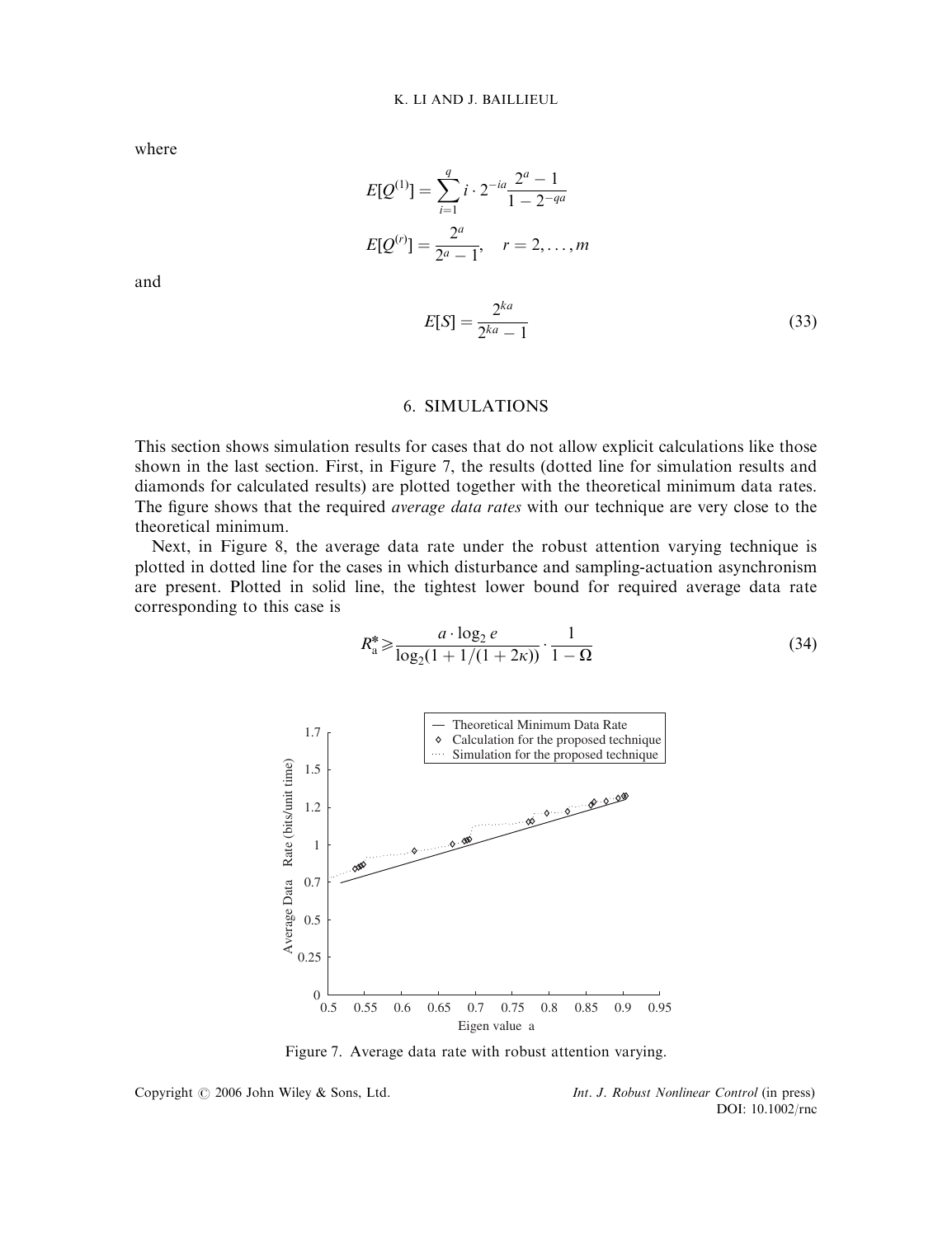where

$$E[Q^{(1)}] = \sum_{i=1}^{q} i \cdot 2^{-ia} \frac{2^a - 1}{1 - 2^{-qa}}$$

$$E[Q^{(r)}] = \frac{2^a}{2^a - 1}, \quad r = 2, \ldots, m$$

and

$$E[S] = \frac{2^{ka}}{2^{ka} - 1} \tag{33}$$

## 6. SIMULATIONS

This section shows simulation results for cases that do not allow explicit calculations like those shown in the last section. First, in Figure 7, the results (dotted line for simulation results and diamonds for calculated results) are plotted together with the theoretical minimum data rates. The figure shows that the required *average data rates* with our technique are very close to the theoretical minimum.

Next, in Figure 8, the average data rate under the robust attention varying technique is plotted in dotted line for the cases in which disturbance and sampling-actuation asynchronism are present. Plotted in solid line, the tightest lower bound for required average data rate corresponding to this case is

$$R_{\text{a}}^* \geqslant \frac{a \cdot \log_2 e}{\log_2(1 + 1/(1 + 2\kappa))} \cdot \frac{1}{1 - \Omega} \tag{34}$$

Figure 7. Average data rate with robust attention varying.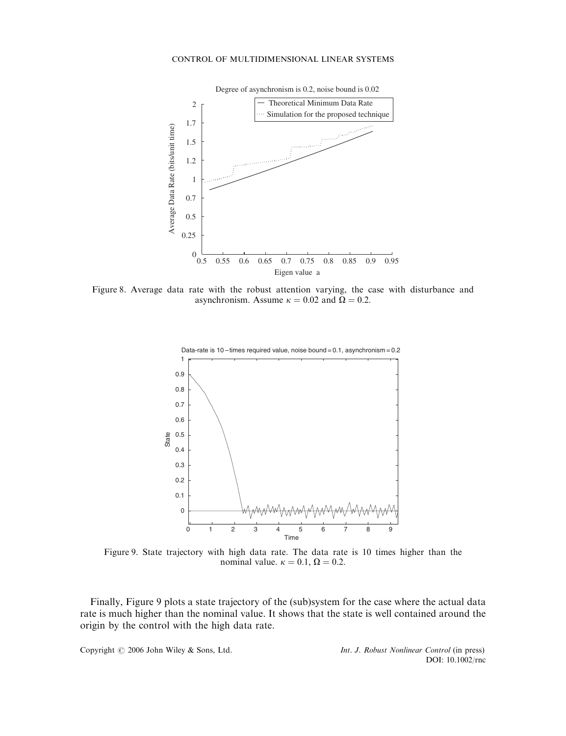Figure 8. Average data rate with the robust attention varying, the case with disturbance and asynchronism. Assume $\kappa = 0.02$ and $\Omega = 0.2$.

Figure 9. State trajectory with high data rate. The data rate is 10 times higher than the nominal value. $\kappa = 0.1$, $\Omega = 0.2$.

Finally, Figure 9 plots a state trajectory of the (sub)system for the case where the actual data rate is much higher than the nominal value. It shows that the state is well contained around the origin by the control with the high data rate.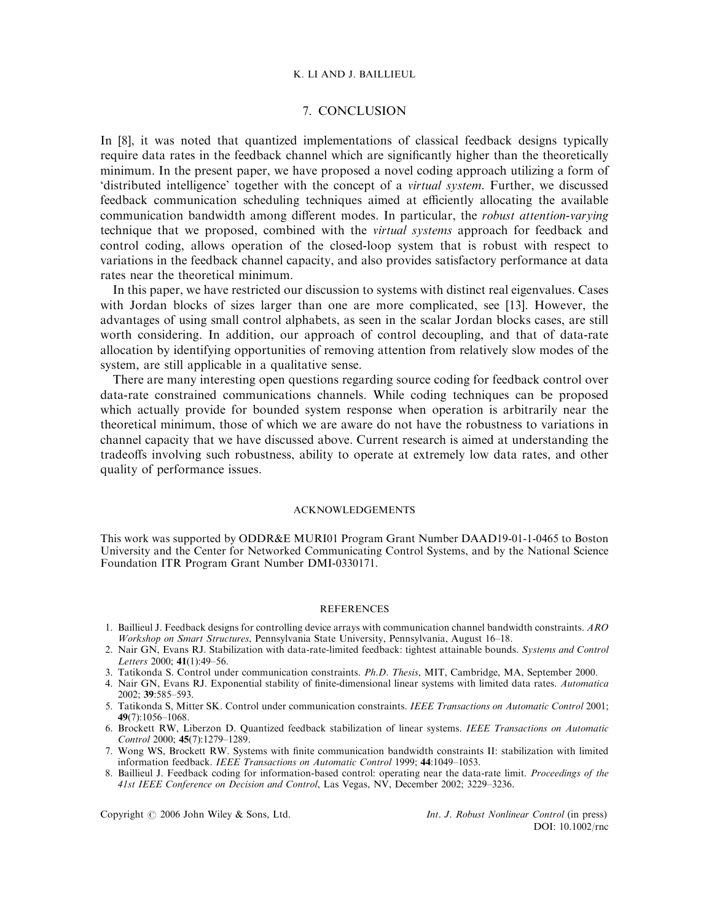## 7. CONCLUSION

In [8], it was noted that quantized implementations of classical feedback designs typically require data rates in the feedback channel which are significantly higher than the theoretically minimum. In the present paper, we have proposed a novel coding approach utilizing a form of 'distributed intelligence' together with the concept of a *virtual system*. Further, we discussed feedback communication scheduling techniques aimed at efficiently allocating the available communication bandwidth among different modes. In particular, the *robust attention-varying* technique that we proposed, combined with the *virtual systems* approach for feedback and control coding, allows operation of the closed-loop system that is robust with respect to variations in the feedback channel capacity, and also provides satisfactory performance at data rates near the theoretical minimum.

In this paper, we have restricted our discussion to systems with distinct real eigenvalues. Cases with Jordan blocks of sizes larger than one are more complicated, see [13]. However, the advantages of using small control alphabets, as seen in the scalar Jordan blocks cases, are still worth considering. In addition, our approach of control decoupling, and that of data-rate allocation by identifying opportunities of removing attention from relatively slow modes of the system, are still applicable in a qualitative sense.

There are many interesting open questions regarding source coding for feedback control over data-rate constrained communications channels. While coding techniques can be proposed which actually provide for bounded system response when operation is arbitrarily near the theoretical minimum, those of which we are aware do not have the robustness to variations in channel capacity that we have discussed above. Current research is aimed at understanding the tradeoffs involving such robustness, ability to operate at extremely low data rates, and other quality of performance issues.

### ACKNOWLEDGEMENTS

This work was supported by ODDR&E MURI01 Program Grant Number DAAD19-01-1-0465 to Boston University and the Center for Networked Communicating Control Systems, and by the National Science Foundation ITR Program Grant Number DMI-0330171.

### REFERENCES

1. Baillieul J. Feedback designs for controlling device arrays with communication channel bandwidth constraints. *ARO Workshop on Smart Structures*, Pennsylvania State University, Pennsylvania, August 16–18.
2. Nair GN, Evans RJ. Stabilization with data-rate-limited feedback: tightest attainable bounds. *Systems and Control Letters* 2000; **41**(1):49–56.
3. Tatikonda S. Control under communication constraints. *Ph.D. Thesis*, MIT, Cambridge, MA, September 2000.
4. Nair GN, Evans RJ. Exponential stability of finite-dimensional linear systems with limited data rates. *Automatica* 2002; **39**:585–593.
5. Tatikonda S, Mitter SK. Control under communication constraints. *IEEE Transactions on Automatic Control* 2001; **49**(7):1056–1068.
6. Brockett RW, Liberzon D. Quantized feedback stabilization of linear systems. *IEEE Transactions on Automatic Control* 2000; **45**(7):1279–1289.
7. Wong WS, Brockett RW. Systems with finite communication bandwidth constraints II: stabilization with limited information feedback. *IEEE Transactions on Automatic Control* 1999; **44**:1049–1053.
8. Baillieul J. Feedback coding for information-based control: operating near the data-rate limit. *Proceedings of the 41st IEEE Conference on Decision and Control*, Las Vegas, NV, December 2002; 3229–3236.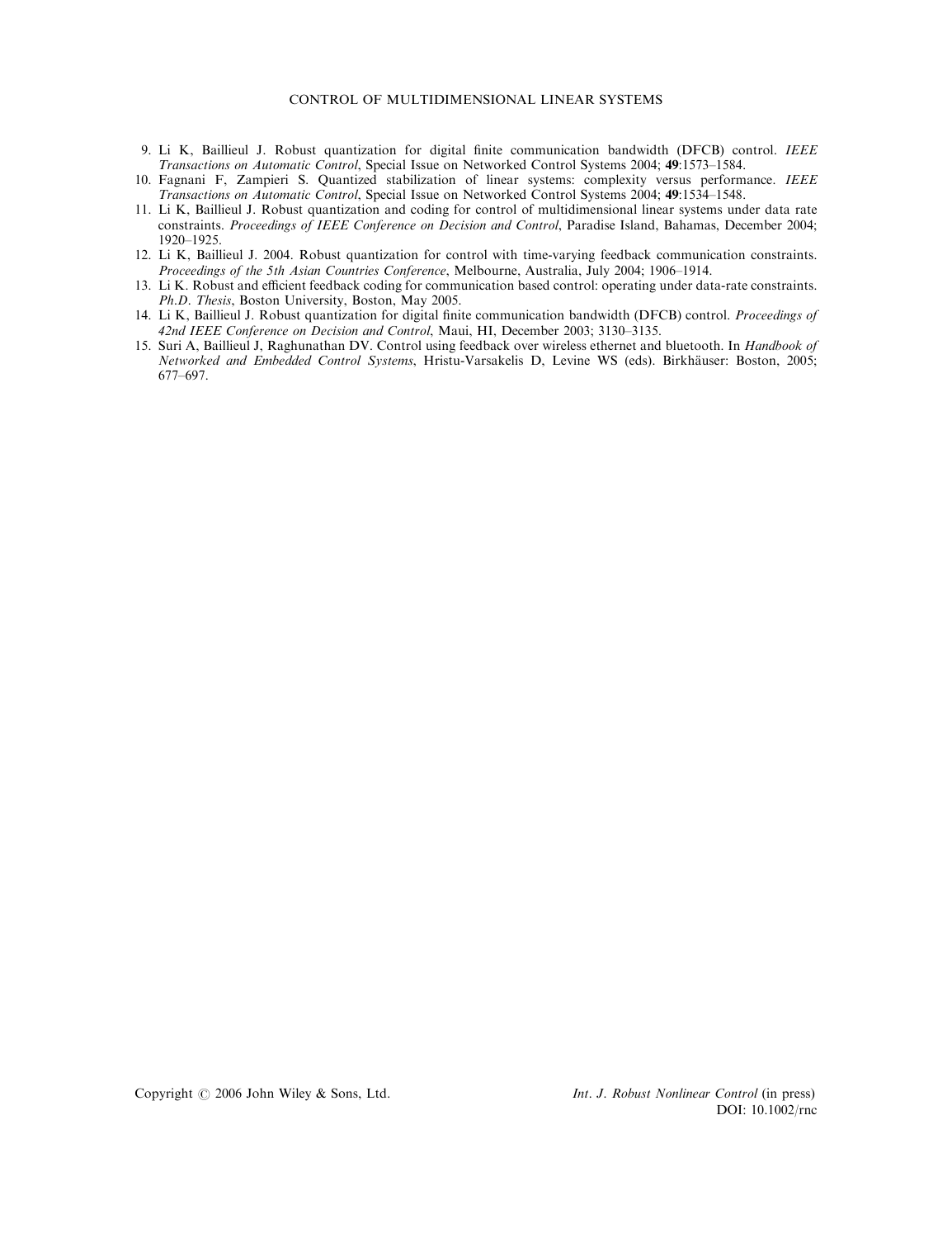9. Li K, Baillieul J. Robust quantization for digital finite communication bandwidth (DFCB) control. *IEEE Transactions on Automatic Control*, Special Issue on Networked Control Systems 2004; **49**:1573–1584.
10. Fagnani F, Zampieri S. Quantized stabilization of linear systems: complexity versus performance. *IEEE Transactions on Automatic Control*, Special Issue on Networked Control Systems 2004; **49**:1534–1548.
11. Li K, Baillieul J. Robust quantization and coding for control of multidimensional linear systems under data rate constraints. *Proceedings of IEEE Conference on Decision and Control*, Paradise Island, Bahamas, December 2004; 1920–1925.
12. Li K, Baillieul J. 2004. Robust quantization for control with time-varying feedback communication constraints. *Proceedings of the 5th Asian Countries Conference*, Melbourne, Australia, July 2004; 1906–1914.
13. Li K. Robust and efficient feedback coding for communication based control: operating under data-rate constraints. *Ph.D. Thesis*, Boston University, Boston, May 2005.
14. Li K, Baillieul J. Robust quantization for digital finite communication bandwidth (DFCB) control. *Proceedings of 42nd IEEE Conference on Decision and Control*, Maui, HI, December 2003; 3130–3135.
15. Suri A, Baillieul J, Raghunathan DV. Control using feedback over wireless ethernet and bluetooth. In *Handbook of Networked and Embedded Control Systems*, Hristu-Varsakelis D, Levine WS (eds). Birkhäuser: Boston, 2005; 677–697.